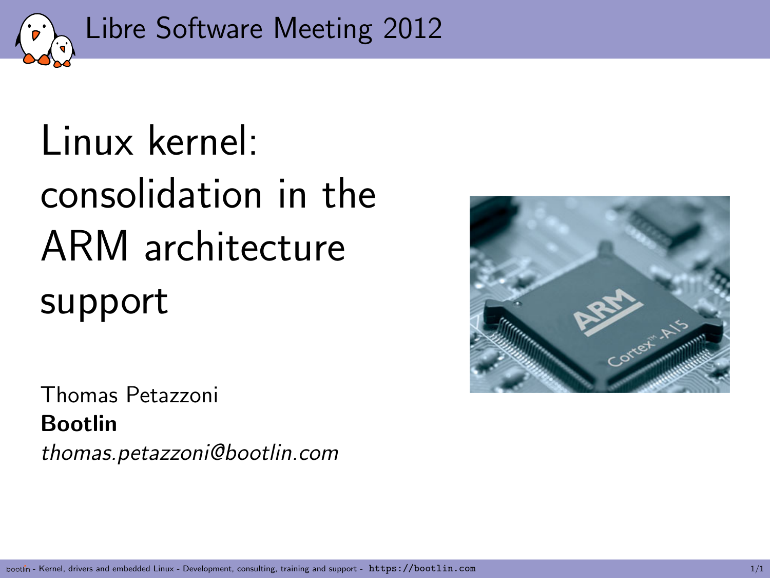Libre Software Meeting 2012

# Linux kernel: consolidation in the ARM architecture support

Thomas Petazzoni
**Bootlin**
*thomas.petazzoni@bootlin.com*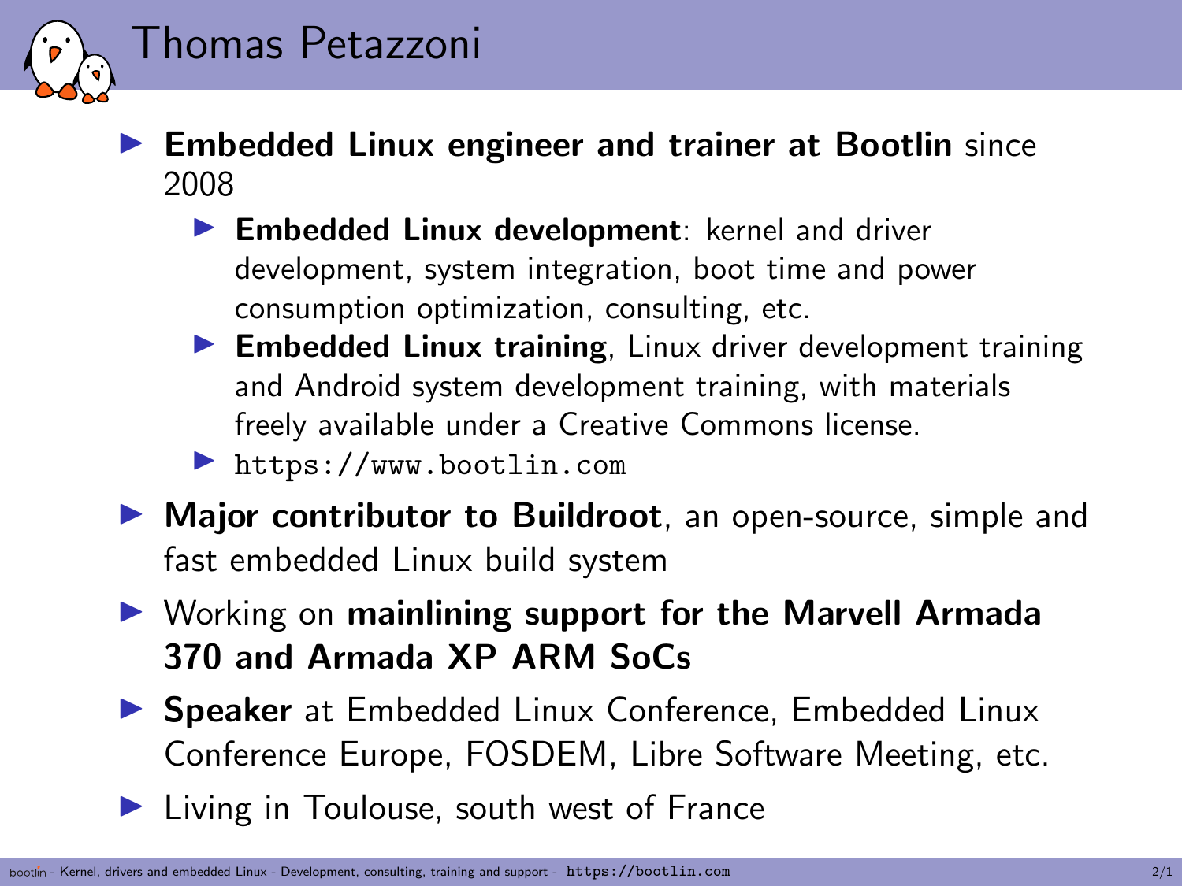# Thomas Petazzoni

- **Embedded Linux engineer and trainer at Bootlin** since 2008
  - **Embedded Linux development**: kernel and driver development, system integration, boot time and power consumption optimization, consulting, etc.
  - **Embedded Linux training**, Linux driver development training and Android system development training, with materials freely available under a Creative Commons license.
  - `https://www.bootlin.com`
- **Major contributor to Buildroot**, an open-source, simple and fast embedded Linux build system
- Working on **mainlining support for the Marvell Armada 370 and Armada XP ARM SoCs**
- **Speaker** at Embedded Linux Conference, Embedded Linux Conference Europe, FOSDEM, Libre Software Meeting, etc.
- Living in Toulouse, south west of France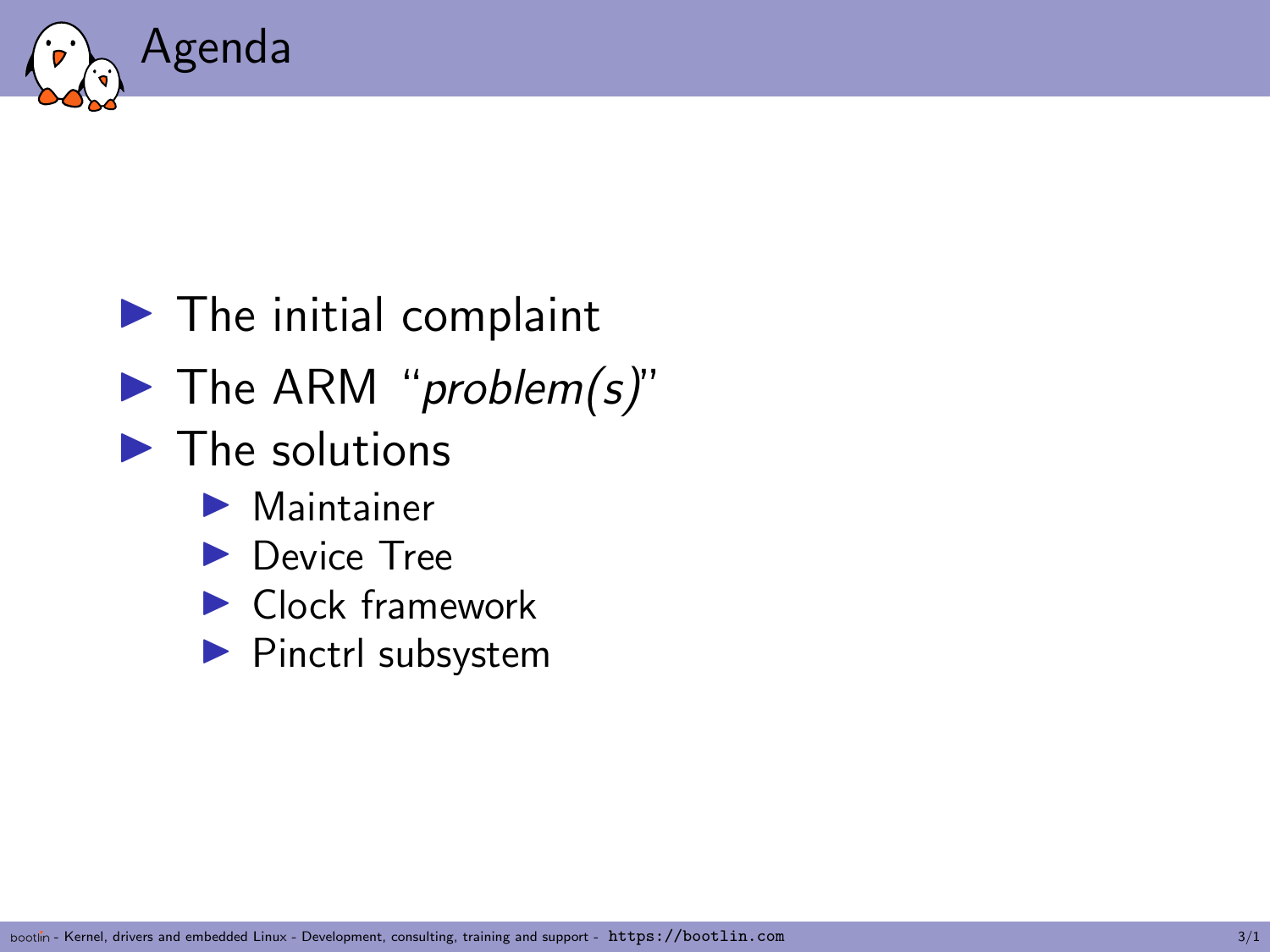# Agenda

- The initial complaint
- The ARM "*problem(s)*"
- The solutions
  - Maintainer
  - Device Tree
  - Clock framework
  - Pinctrl subsystem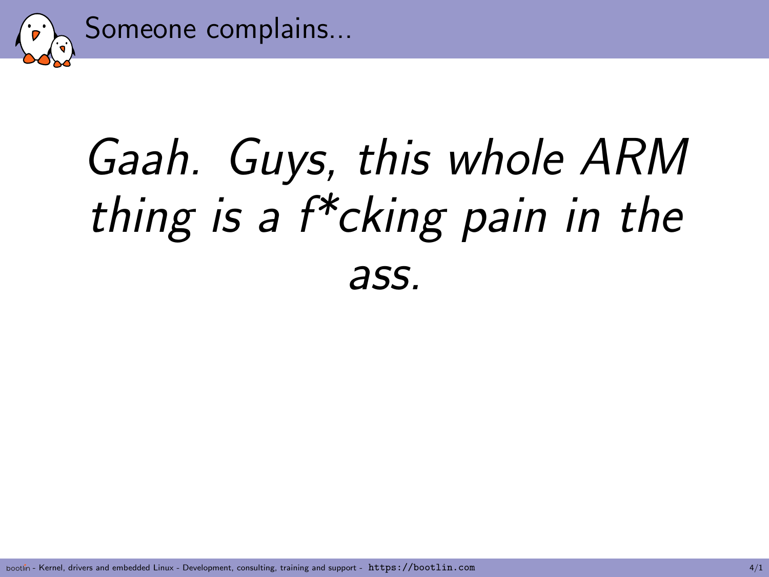# Someone complains...

*Gaah. Guys, this whole ARM thing is a f*cking pain in the ass.*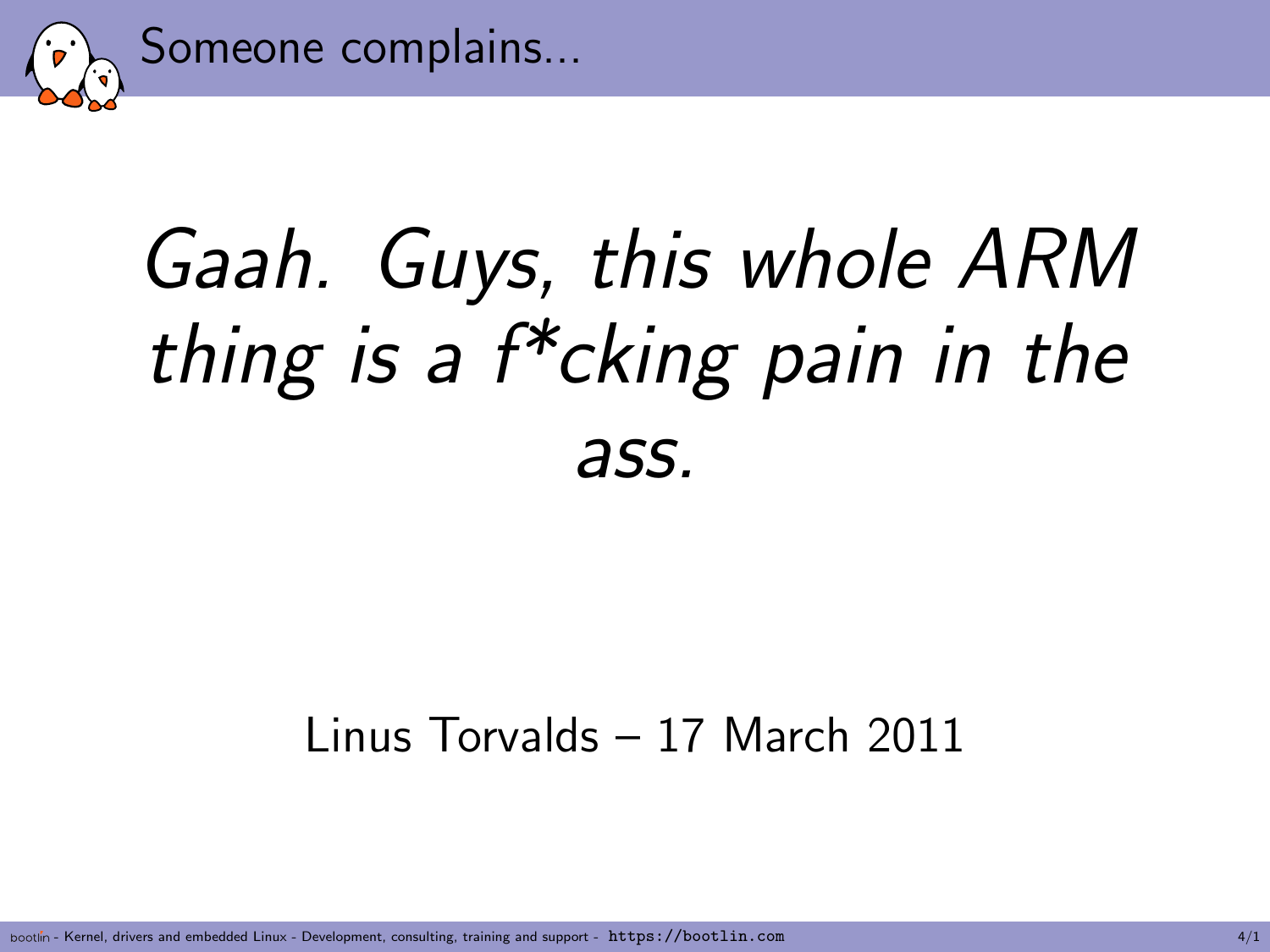# Someone complains...

*Gaah. Guys, this whole ARM thing is a f*cking pain in the ass.*

Linus Torvalds – 17 March 2011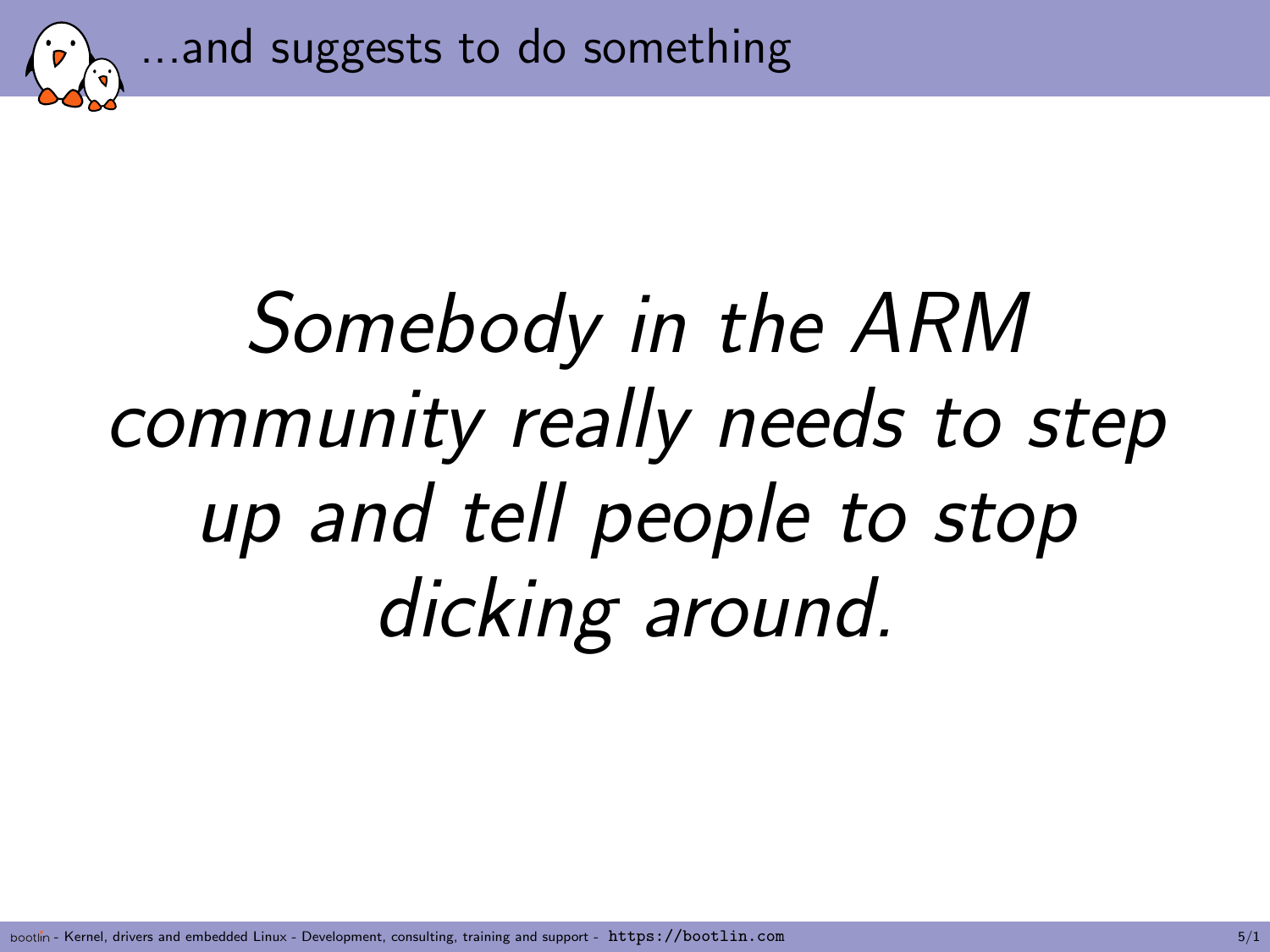# ...and suggests to do something

*Somebody in the ARM community really needs to step up and tell people to stop dicking around.*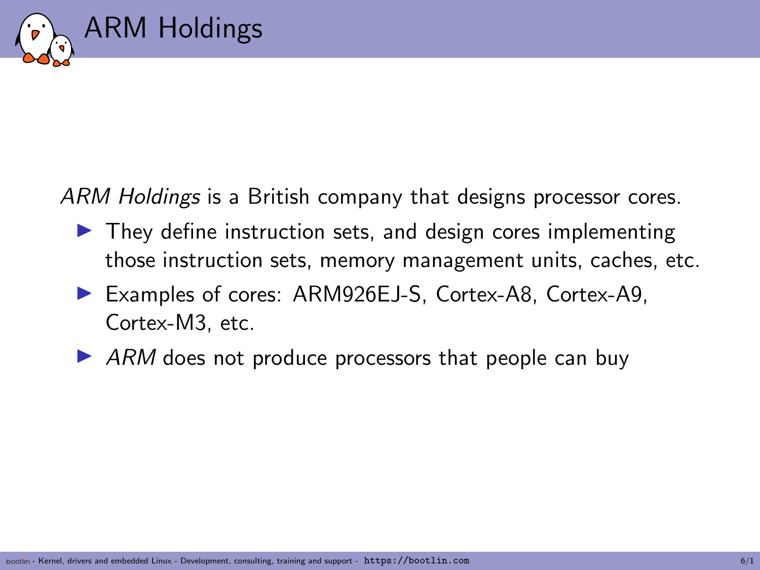# ARM Holdings

*ARM Holdings* is a British company that designs processor cores.

- They define instruction sets, and design cores implementing those instruction sets, memory management units, caches, etc.
- Examples of cores: ARM926EJ-S, Cortex-A8, Cortex-A9, Cortex-M3, etc.
- *ARM* does not produce processors that people can buy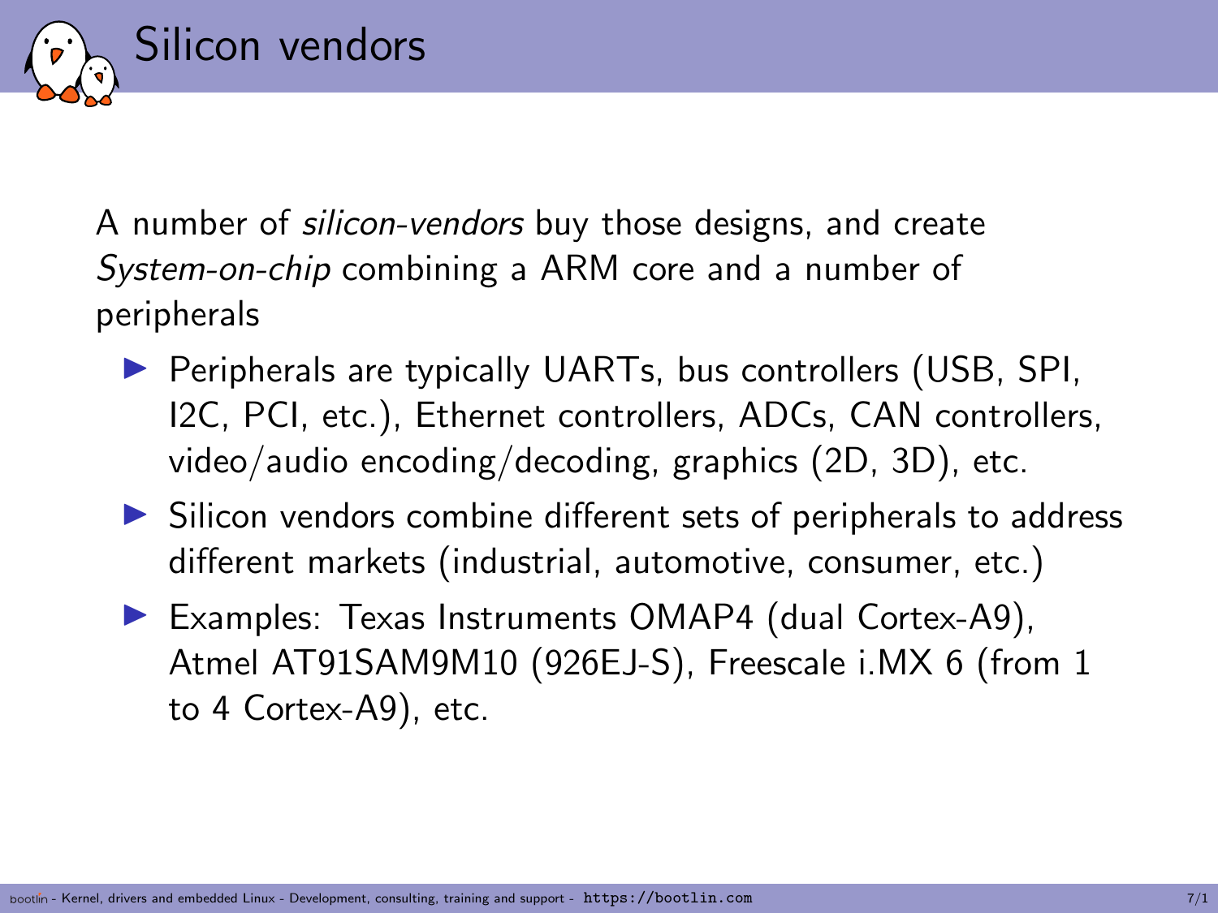# Silicon vendors

A number of *silicon-vendors* buy those designs, and create *System-on-chip* combining a ARM core and a number of peripherals

- Peripherals are typically UARTs, bus controllers (USB, SPI, I2C, PCI, etc.), Ethernet controllers, ADCs, CAN controllers, video/audio encoding/decoding, graphics (2D, 3D), etc.
- Silicon vendors combine different sets of peripherals to address different markets (industrial, automotive, consumer, etc.)
- Examples: Texas Instruments OMAP4 (dual Cortex-A9), Atmel AT91SAM9M10 (926EJ-S), Freescale i.MX 6 (from 1 to 4 Cortex-A9), etc.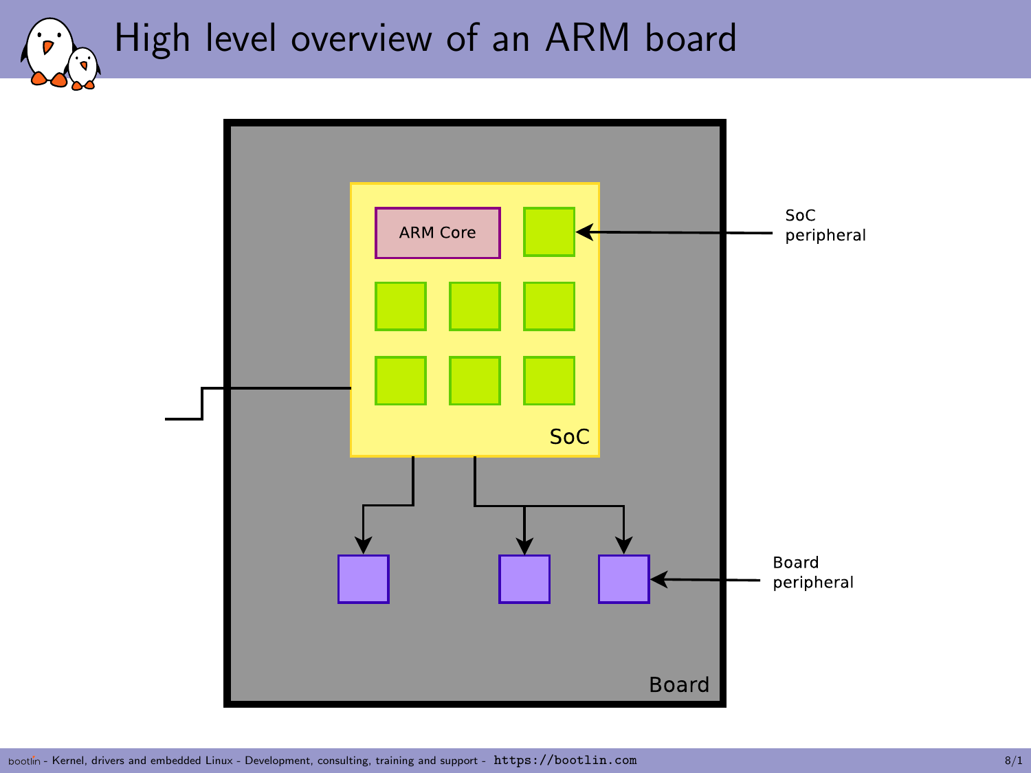# High level overview of an ARM board

ARM Core

SoC

Board

SoC peripheral

Board peripheral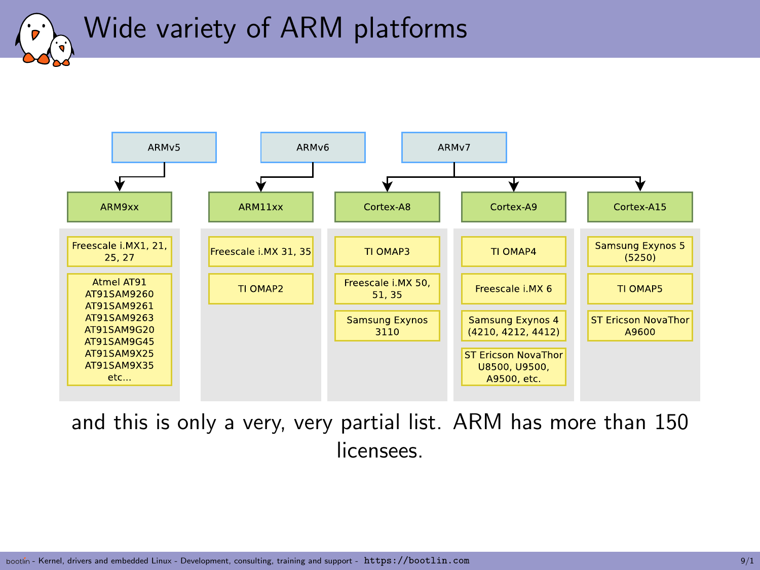# Wide variety of ARM platforms

| ARMv5 | ARMv6 | ARMv7 | | |
|---|---|---|---|---|
| ARM9xx | ARM11xx | Cortex-A8 | Cortex-A9 | Cortex-A15 |
| Freescale i.MX1, 21, 25, 27 | Freescale i.MX 31, 35 | TI OMAP3 | TI OMAP4 | Samsung Exynos 5 (5250) |
| Atmel AT91 AT91SAM9260 AT91SAM9261 AT91SAM9263 AT91SAM9G20 AT91SAM9G45 AT91SAM9X25 AT91SAM9X35 etc... | TI OMAP2 | Freescale i.MX 50, 51, 35 | Freescale i.MX 6 | TI OMAP5 |
| | | Samsung Exynos 3110 | Samsung Exynos 4 (4210, 4212, 4412) | ST Ericson NovaThor A9600 |
| | | | ST Ericson NovaThor U8500, U9500, A9500, etc. | |

and this is only a very, very partial list. ARM has more than 150 licensees.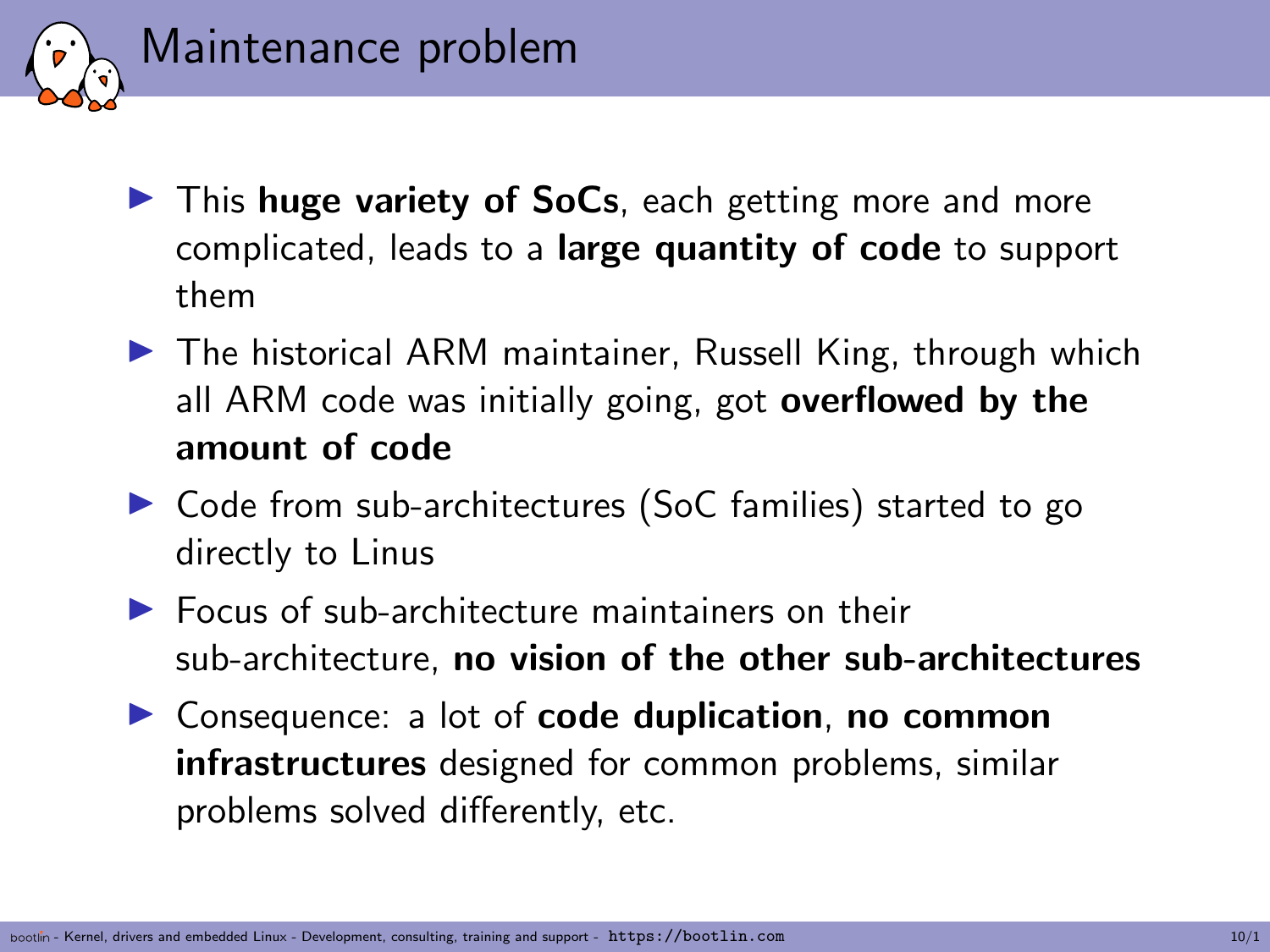# Maintenance problem

- This **huge variety of SoCs**, each getting more and more complicated, leads to a **large quantity of code** to support them
- The historical ARM maintainer, Russell King, through which all ARM code was initially going, got **overflowed by the amount of code**
- Code from sub-architectures (SoC families) started to go directly to Linus
- Focus of sub-architecture maintainers on their sub-architecture, **no vision of the other sub-architectures**
- Consequence: a lot of **code duplication**, **no common infrastructures** designed for common problems, similar problems solved differently, etc.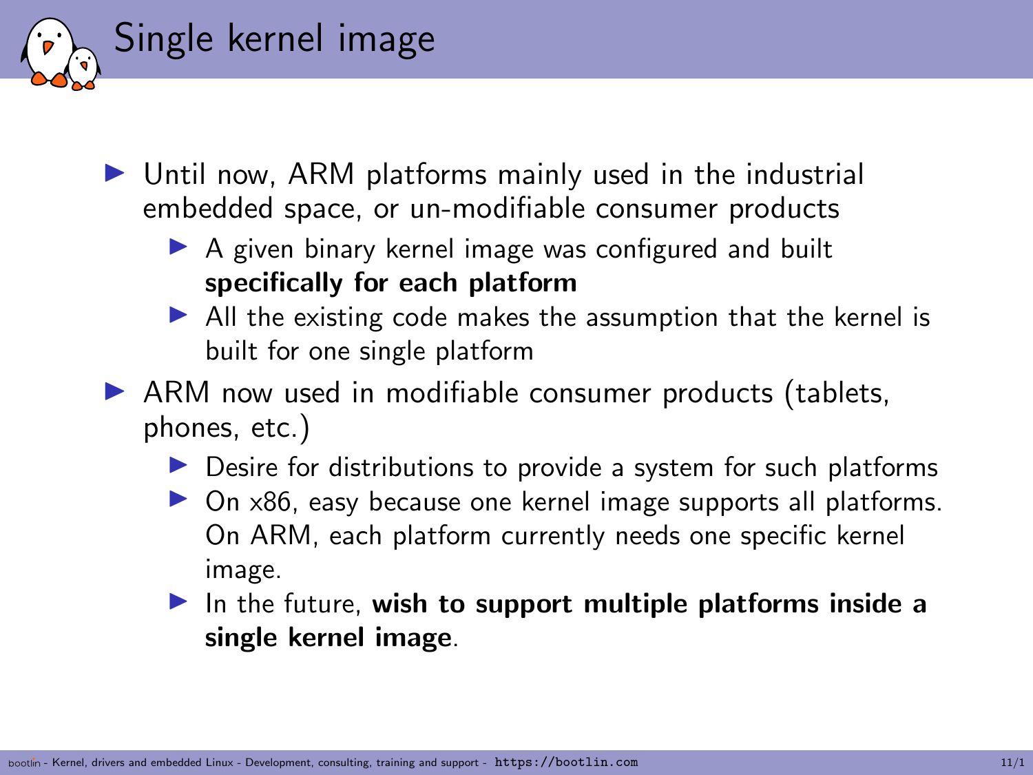# Single kernel image

- Until now, ARM platforms mainly used in the industrial embedded space, or un-modifiable consumer products
  - A given binary kernel image was configured and built **specifically for each platform**
  - All the existing code makes the assumption that the kernel is built for one single platform
- ARM now used in modifiable consumer products (tablets, phones, etc.)
  - Desire for distributions to provide a system for such platforms
  - On x86, easy because one kernel image supports all platforms. On ARM, each platform currently needs one specific kernel image.
  - In the future, **wish to support multiple platforms inside a single kernel image**.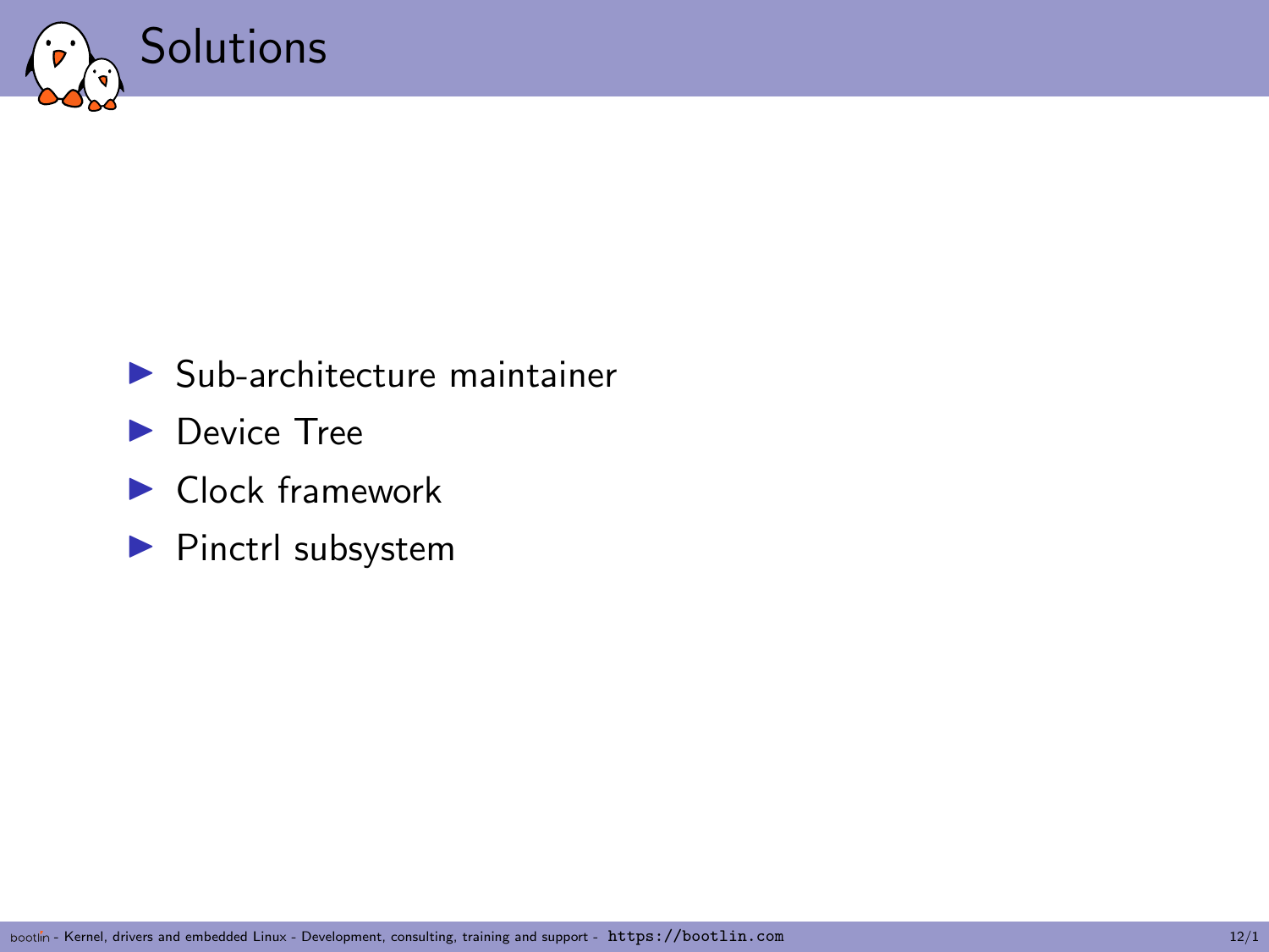# Solutions

- Sub-architecture maintainer
- Device Tree
- Clock framework
- Pinctrl subsystem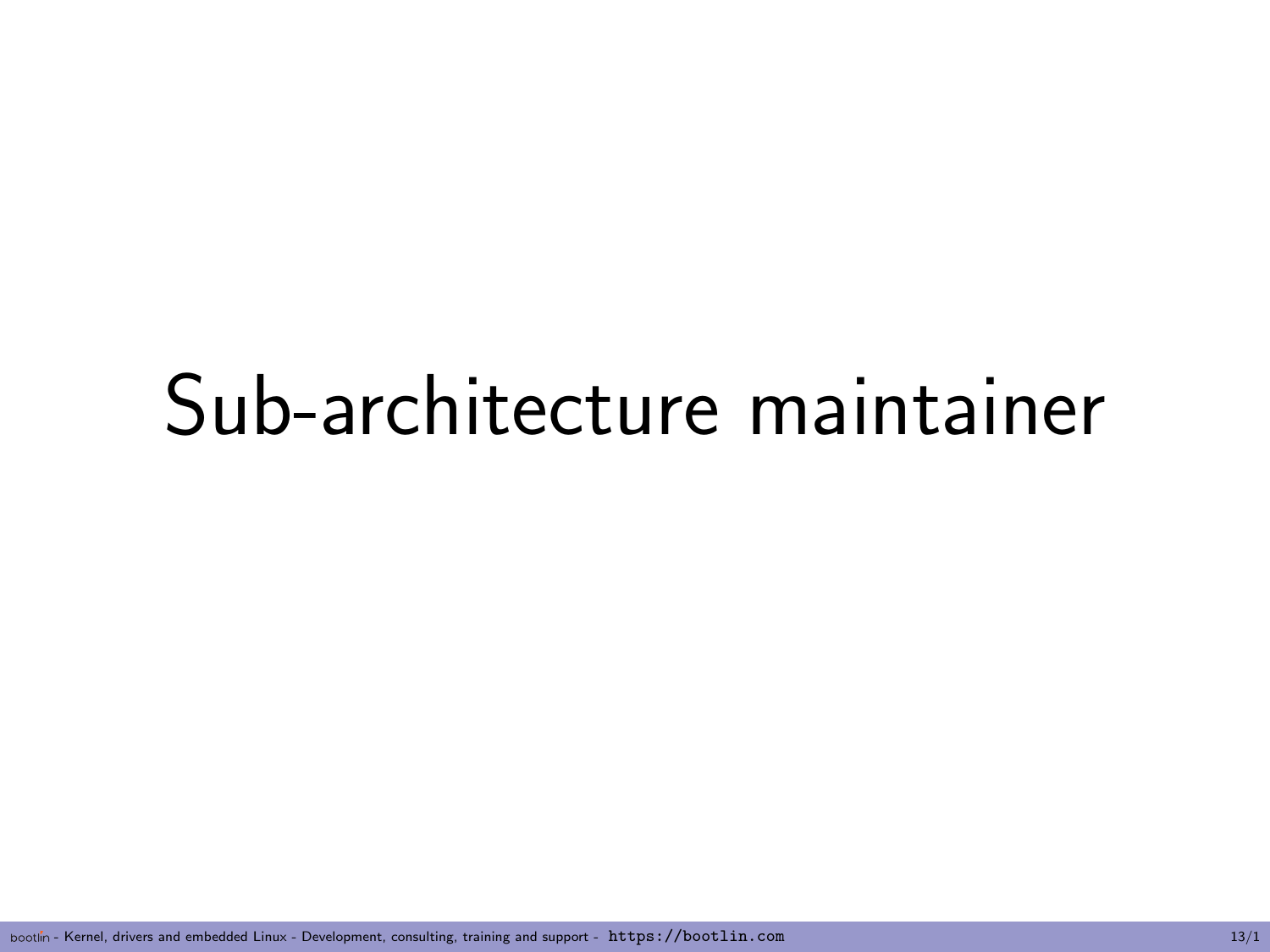# Sub-architecture maintainer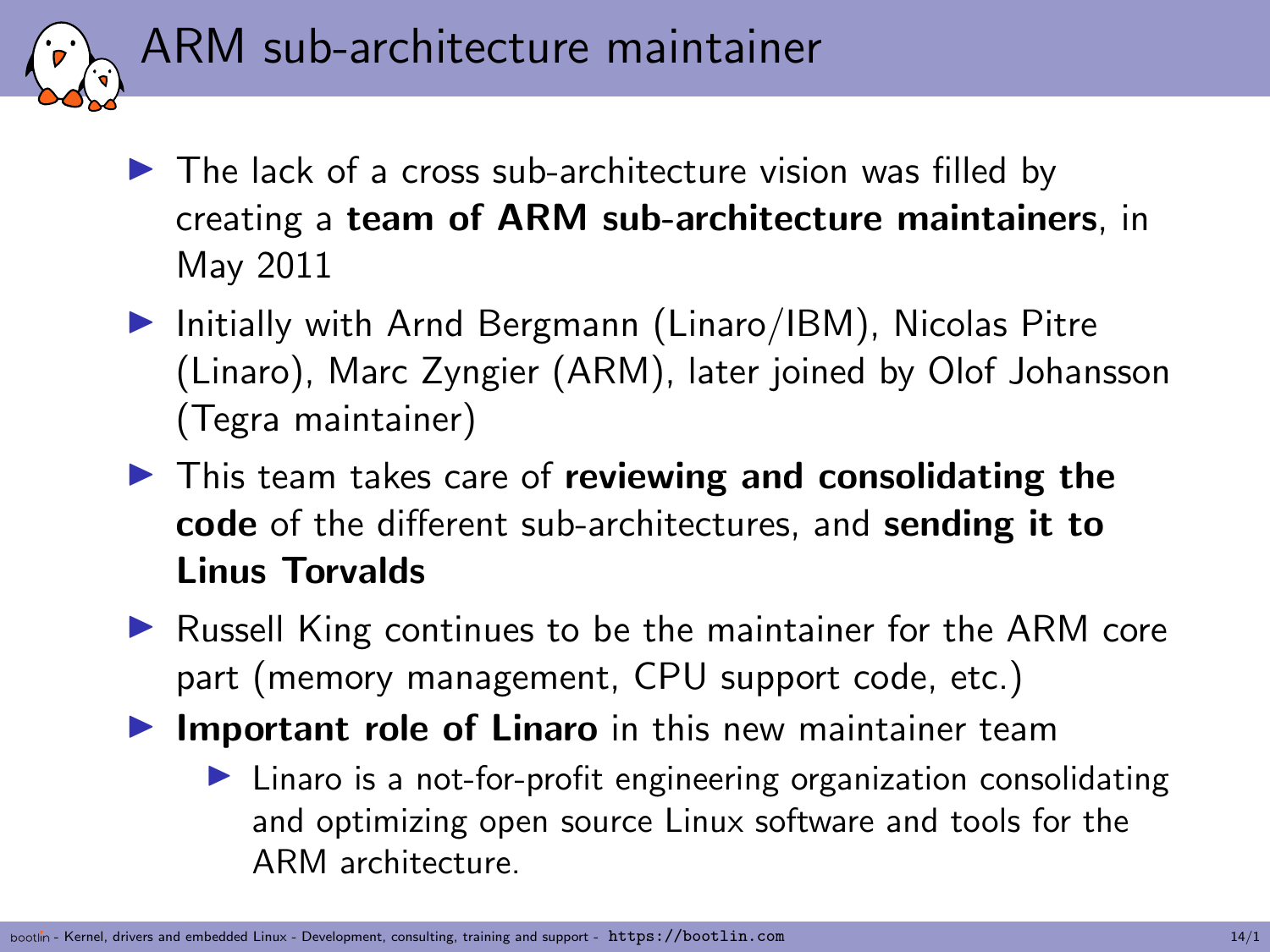# ARM sub-architecture maintainer

- The lack of a cross sub-architecture vision was filled by creating a **team of ARM sub-architecture maintainers**, in May 2011
- Initially with Arnd Bergmann (Linaro/IBM), Nicolas Pitre (Linaro), Marc Zyngier (ARM), later joined by Olof Johansson (Tegra maintainer)
- This team takes care of **reviewing and consolidating the code** of the different sub-architectures, and **sending it to Linus Torvalds**
- Russell King continues to be the maintainer for the ARM core part (memory management, CPU support code, etc.)
- **Important role of Linaro** in this new maintainer team
  - Linaro is a not-for-profit engineering organization consolidating and optimizing open source Linux software and tools for the ARM architecture.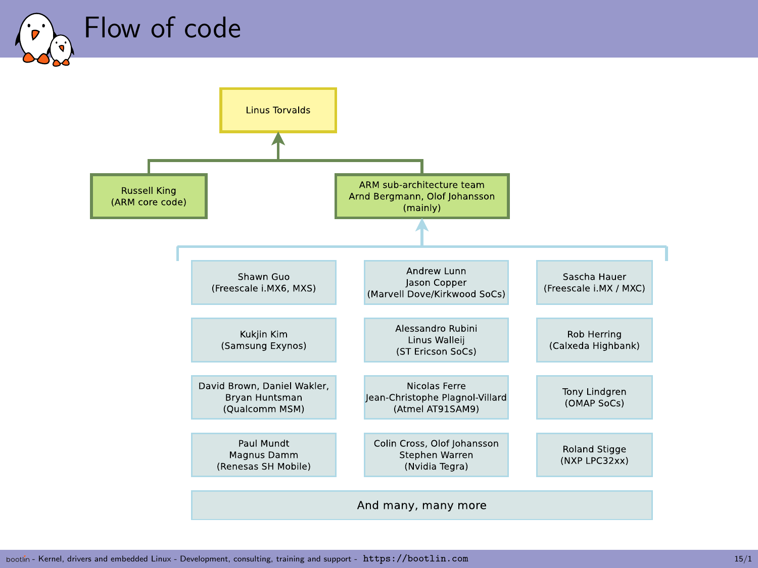# Flow of code

Linus Torvalds

- Russell King (ARM core code)
- ARM sub-architecture team
  Arnd Bergmann, Olof Johansson (mainly)

Maintainers feeding the ARM sub-architecture team:

- Shawn Guo (Freescale i.MX6, MXS)
- Andrew Lunn, Jason Copper (Marvell Dove/Kirkwood SoCs)
- Sascha Hauer (Freescale i.MX / MXC)
- Kukjin Kim (Samsung Exynos)
- Alessandro Rubini, Linus Walleij (ST Ericson SoCs)
- Rob Herring (Calxeda Highbank)
- David Brown, Daniel Wakler, Bryan Huntsman (Qualcomm MSM)
- Nicolas Ferre, Jean-Christophe Plagnol-Villard (Atmel AT91SAM9)
- Tony Lindgren (OMAP SoCs)
- Paul Mundt, Magnus Damm (Renesas SH Mobile)
- Colin Cross, Olof Johansson, Stephen Warren (Nvidia Tegra)
- Roland Stigge (NXP LPC32xx)
- And many, many more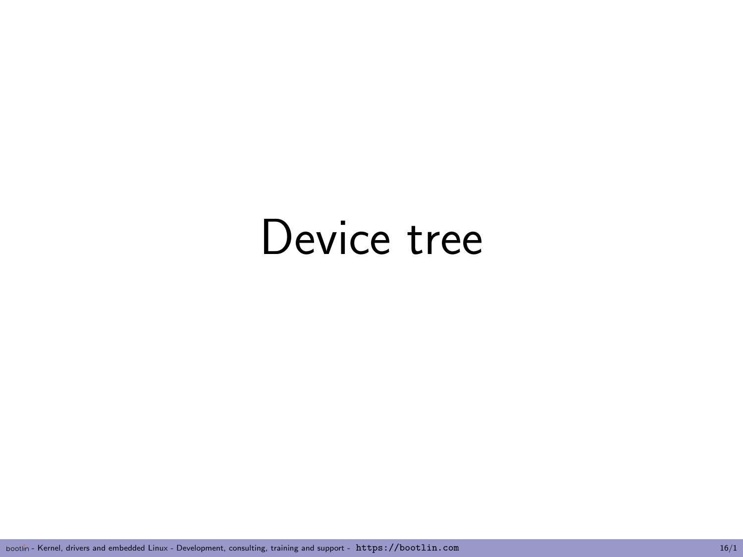# Device tree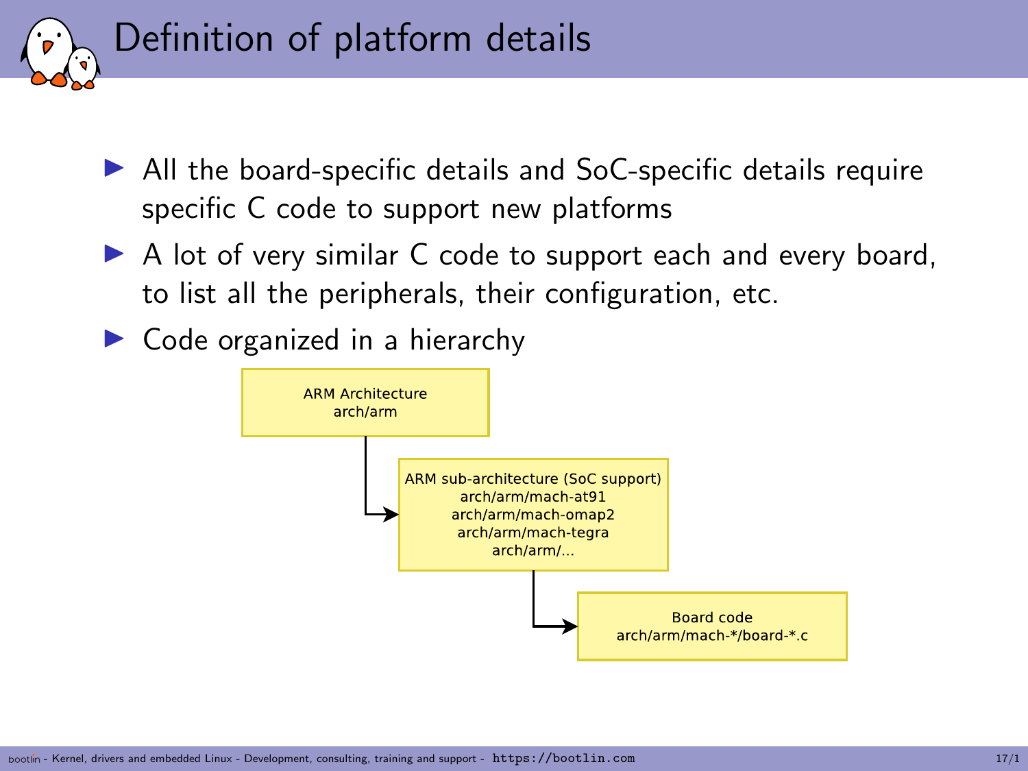# Definition of platform details

- All the board-specific details and SoC-specific details require specific C code to support new platforms
- A lot of very similar C code to support each and every board, to list all the peripherals, their configuration, etc.
- Code organized in a hierarchy

ARM Architecture
arch/arm

ARM sub-architecture (SoC support)
arch/arm/mach-at91
arch/arm/mach-omap2
arch/arm/mach-tegra
arch/arm/...

Board code
arch/arm/mach-*/board-*.c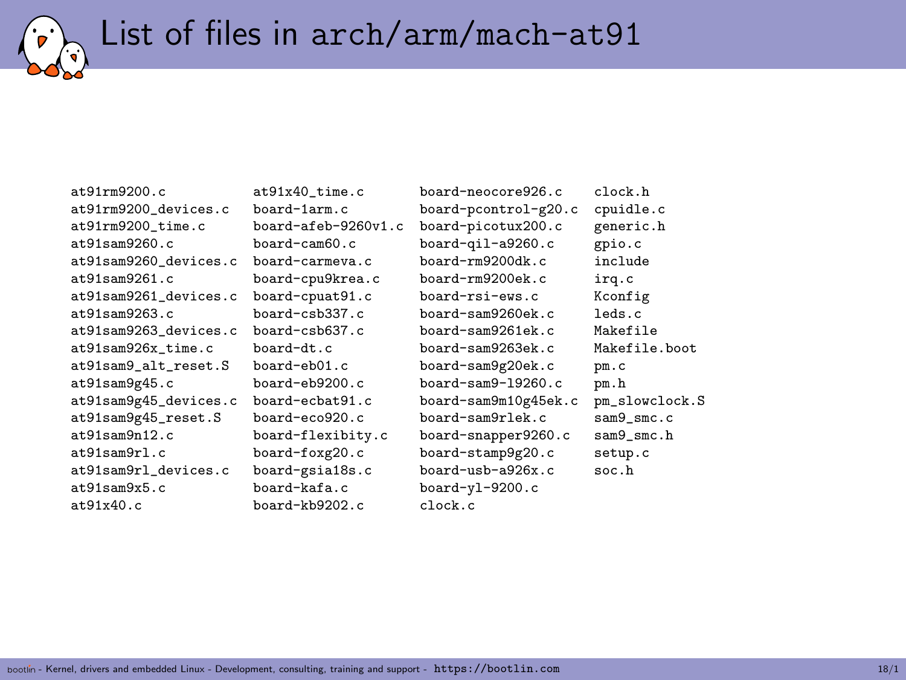# List of files in arch/arm/mach-at91

```
at91rm9200.c            at91x40_time.c        board-neocore926.c     clock.h
at91rm9200_devices.c    board-1arm.c          board-pcontrol-g20.c   cpuidle.c
at91rm9200_time.c       board-afeb-9260v1.c   board-picotux200.c     generic.h
at91sam9260.c           board-cam60.c         board-qil-a9260.c      gpio.c
at91sam9260_devices.c   board-carmeva.c       board-rm9200dk.c       include
at91sam9261.c           board-cpu9krea.c      board-rm9200ek.c       irq.c
at91sam9261_devices.c   board-cpuat91.c       board-rsi-ews.c        Kconfig
at91sam9263.c           board-csb337.c        board-sam9260ek.c      leds.c
at91sam9263_devices.c   board-csb637.c        board-sam9261ek.c      Makefile
at91sam926x_time.c      board-dt.c            board-sam9263ek.c      Makefile.boot
at91sam9_alt_reset.S    board-eb01.c          board-sam9g20ek.c      pm.c
at91sam9g45.c           board-eb9200.c        board-sam9-l9260.c     pm.h
at91sam9g45_devices.c   board-ecbat91.c       board-sam9m10g45ek.c   pm_slowclock.S
at91sam9g45_reset.S     board-eco920.c        board-sam9rlek.c       sam9_smc.c
at91sam9n12.c           board-flexibity.c     board-snapper9260.c    sam9_smc.h
at91sam9rl.c            board-foxg20.c        board-stamp9g20.c      setup.c
at91sam9rl_devices.c    board-gsia18s.c       board-usb-a926x.c      soc.h
at91sam9x5.c            board-kafa.c          board-yl-9200.c
at91x40.c               board-kb9202.c        clock.c
```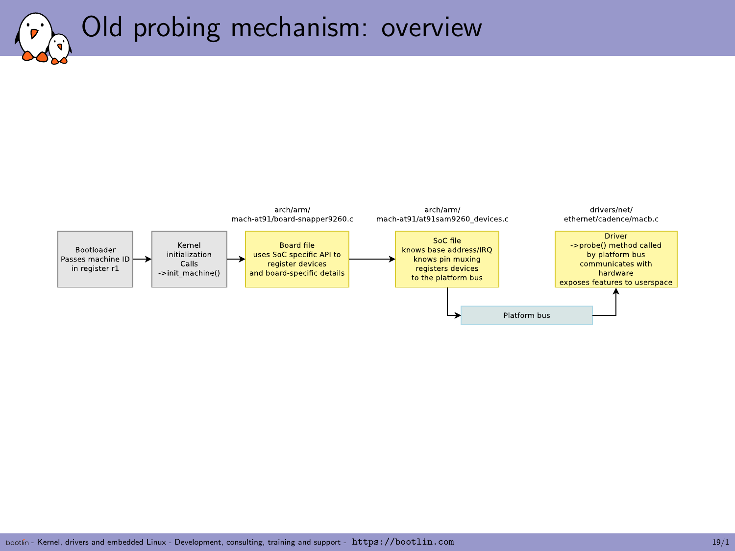# Old probing mechanism: overview

Bootloader
Passes machine ID
in register r1

→

Kernel
initialization
Calls
->init_machine()

→

arch/arm/
mach-at91/board-snapper9260.c

Board file
uses SoC specific API to
register devices
and board-specific details

→

arch/arm/
mach-at91/at91sam9260_devices.c

SoC file
knows base address/IRQ
knows pin muxing
registers devices
to the platform bus

→

Platform bus

→

drivers/net/
ethernet/cadence/macb.c

Driver
->probe() method called
by platform bus
communicates with
hardware
exposes features to userspace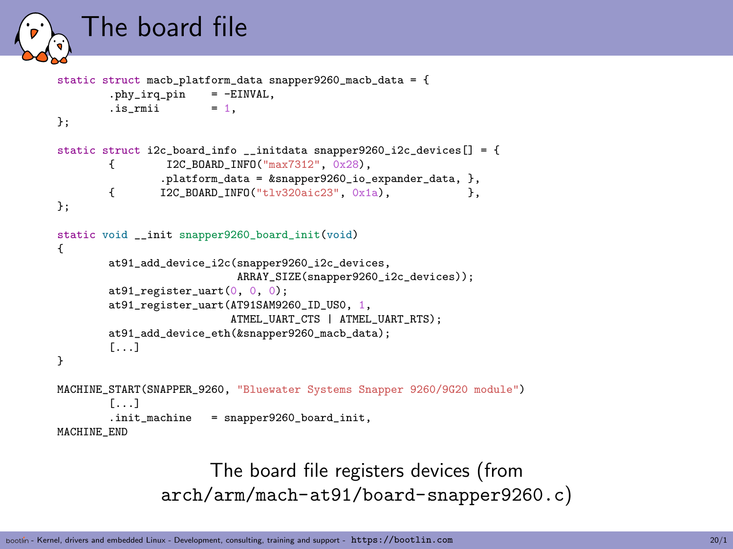# The board file

```
static struct macb_platform_data snapper9260_macb_data = {
        .phy_irq_pin    = -EINVAL,
        .is_rmii        = 1,
};

static struct i2c_board_info __initdata snapper9260_i2c_devices[] = {
        {        I2C_BOARD_INFO("max7312", 0x28),
                .platform_data = &snapper9260_io_expander_data, },
        {       I2C_BOARD_INFO("tlv320aic23", 0x1a),            },
};

static void __init snapper9260_board_init(void)
{
        at91_add_device_i2c(snapper9260_i2c_devices,
                            ARRAY_SIZE(snapper9260_i2c_devices));
        at91_register_uart(0, 0, 0);
        at91_register_uart(AT91SAM9260_ID_US0, 1,
                           ATMEL_UART_CTS | ATMEL_UART_RTS);
        at91_add_device_eth(&snapper9260_macb_data);
        [...]
}

MACHINE_START(SNAPPER_9260, "Bluewater Systems Snapper 9260/9G20 module")
        [...]
        .init_machine   = snapper9260_board_init,
MACHINE_END
```

The board file registers devices (from `arch/arm/mach-at91/board-snapper9260.c`)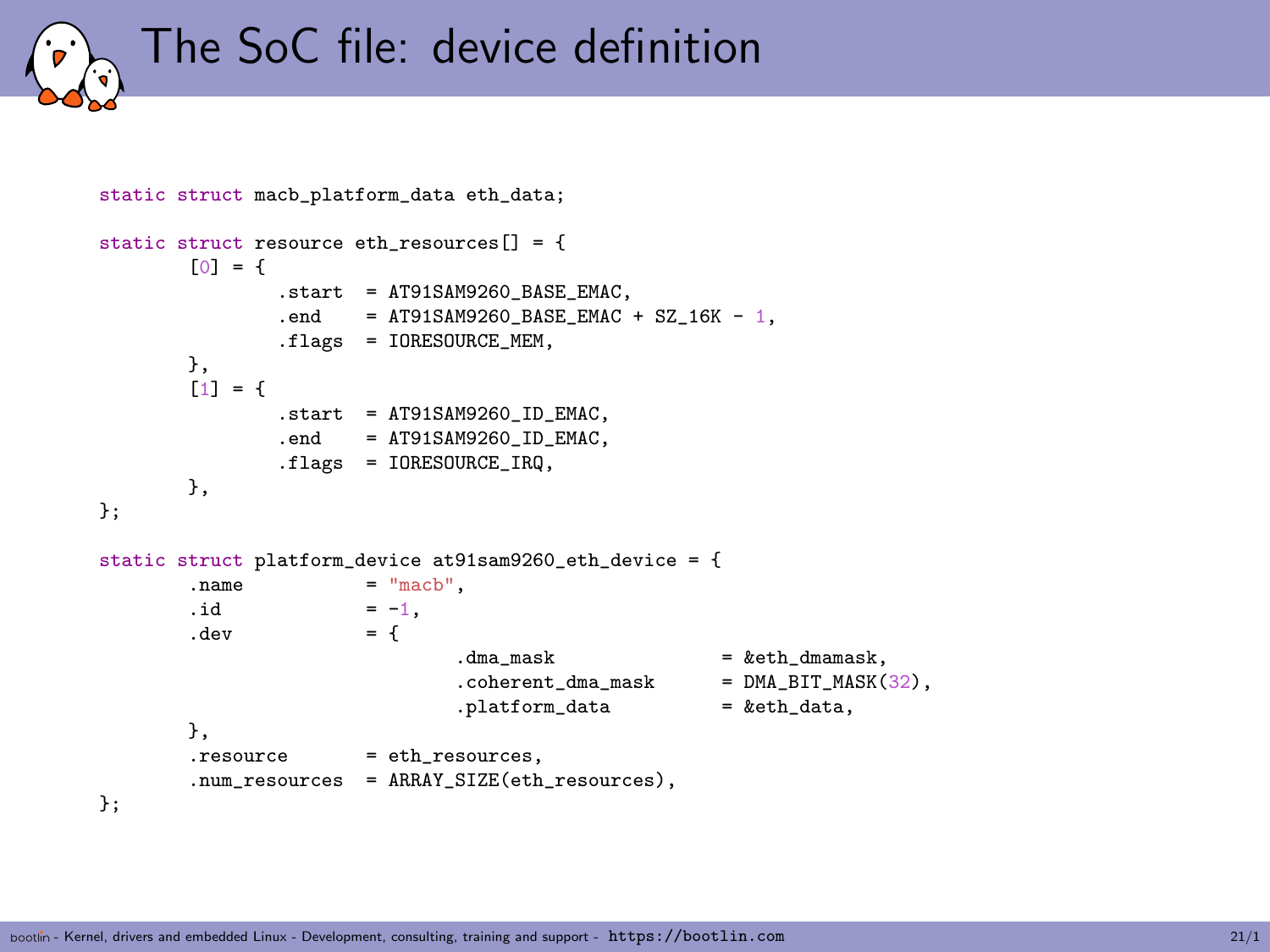# The SoC file: device definition

```
static struct macb_platform_data eth_data;

static struct resource eth_resources[] = {
        [0] = {
                .start  = AT91SAM9260_BASE_EMAC,
                .end    = AT91SAM9260_BASE_EMAC + SZ_16K - 1,
                .flags  = IORESOURCE_MEM,
        },
        [1] = {
                .start  = AT91SAM9260_ID_EMAC,
                .end    = AT91SAM9260_ID_EMAC,
                .flags  = IORESOURCE_IRQ,
        },
};

static struct platform_device at91sam9260_eth_device = {
        .name           = "macb",
        .id             = -1,
        .dev            = {
                                .dma_mask               = &eth_dmamask,
                                .coherent_dma_mask      = DMA_BIT_MASK(32),
                                .platform_data          = &eth_data,
        },
        .resource       = eth_resources,
        .num_resources  = ARRAY_SIZE(eth_resources),
};
```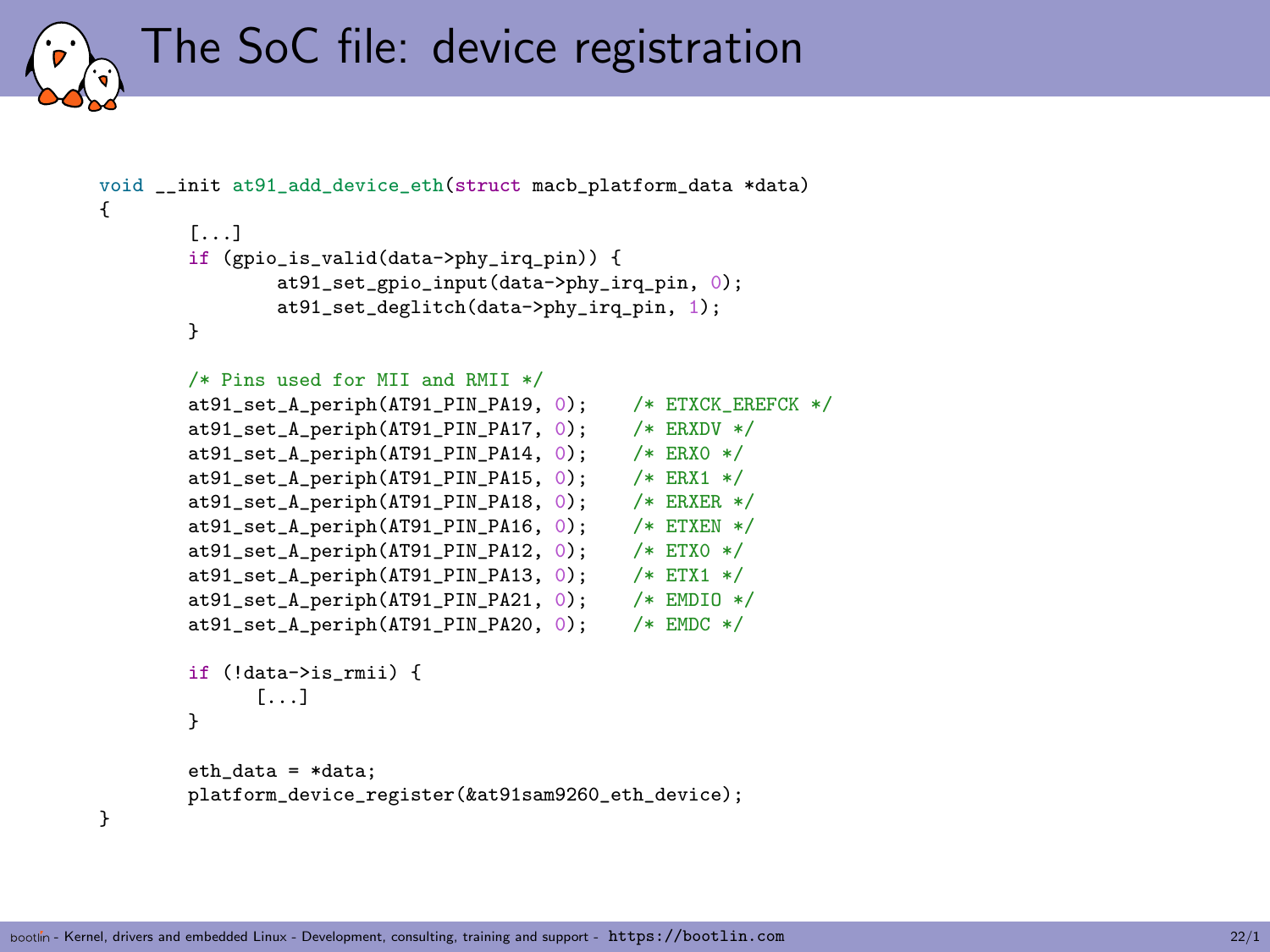# The SoC file: device registration

```
void __init at91_add_device_eth(struct macb_platform_data *data)
{
        [...]
        if (gpio_is_valid(data->phy_irq_pin)) {
                at91_set_gpio_input(data->phy_irq_pin, 0);
                at91_set_deglitch(data->phy_irq_pin, 1);
        }

        /* Pins used for MII and RMII */
        at91_set_A_periph(AT91_PIN_PA19, 0);    /* ETXCK_EREFCK */
        at91_set_A_periph(AT91_PIN_PA17, 0);    /* ERXDV */
        at91_set_A_periph(AT91_PIN_PA14, 0);    /* ERX0 */
        at91_set_A_periph(AT91_PIN_PA15, 0);    /* ERX1 */
        at91_set_A_periph(AT91_PIN_PA18, 0);    /* ERXER */
        at91_set_A_periph(AT91_PIN_PA16, 0);    /* ETXEN */
        at91_set_A_periph(AT91_PIN_PA12, 0);    /* ETX0 */
        at91_set_A_periph(AT91_PIN_PA13, 0);    /* ETX1 */
        at91_set_A_periph(AT91_PIN_PA21, 0);    /* EMDIO */
        at91_set_A_periph(AT91_PIN_PA20, 0);    /* EMDC */

        if (!data->is_rmii) {
              [...]
        }

        eth_data = *data;
        platform_device_register(&at91sam9260_eth_device);
}
```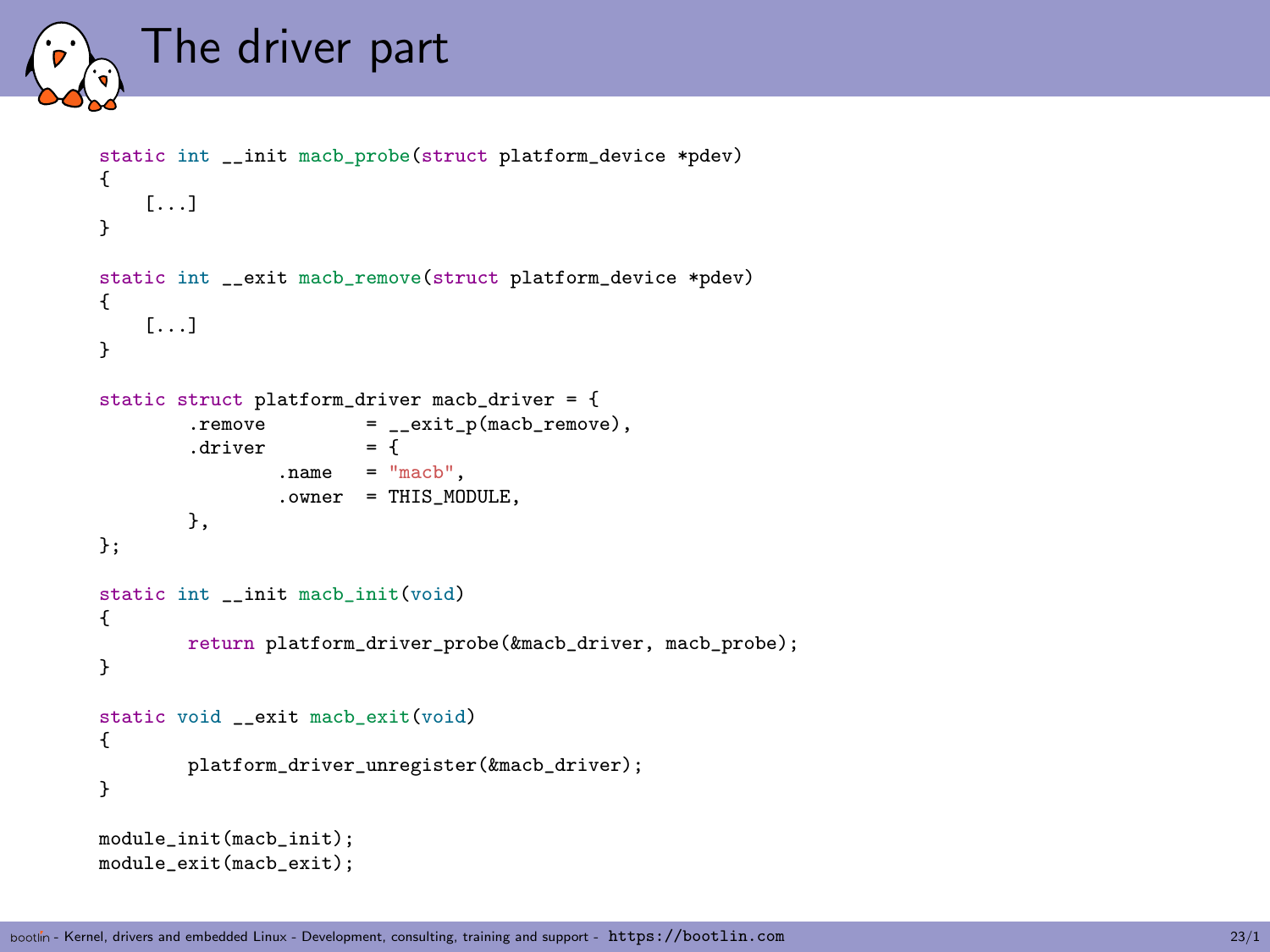# The driver part

```
static int __init macb_probe(struct platform_device *pdev)
{
    [...]
}

static int __exit macb_remove(struct platform_device *pdev)
{
    [...]
}

static struct platform_driver macb_driver = {
        .remove         = __exit_p(macb_remove),
        .driver         = {
                .name   = "macb",
                .owner  = THIS_MODULE,
        },
};

static int __init macb_init(void)
{
        return platform_driver_probe(&macb_driver, macb_probe);
}

static void __exit macb_exit(void)
{
        platform_driver_unregister(&macb_driver);
}

module_init(macb_init);
module_exit(macb_exit);
```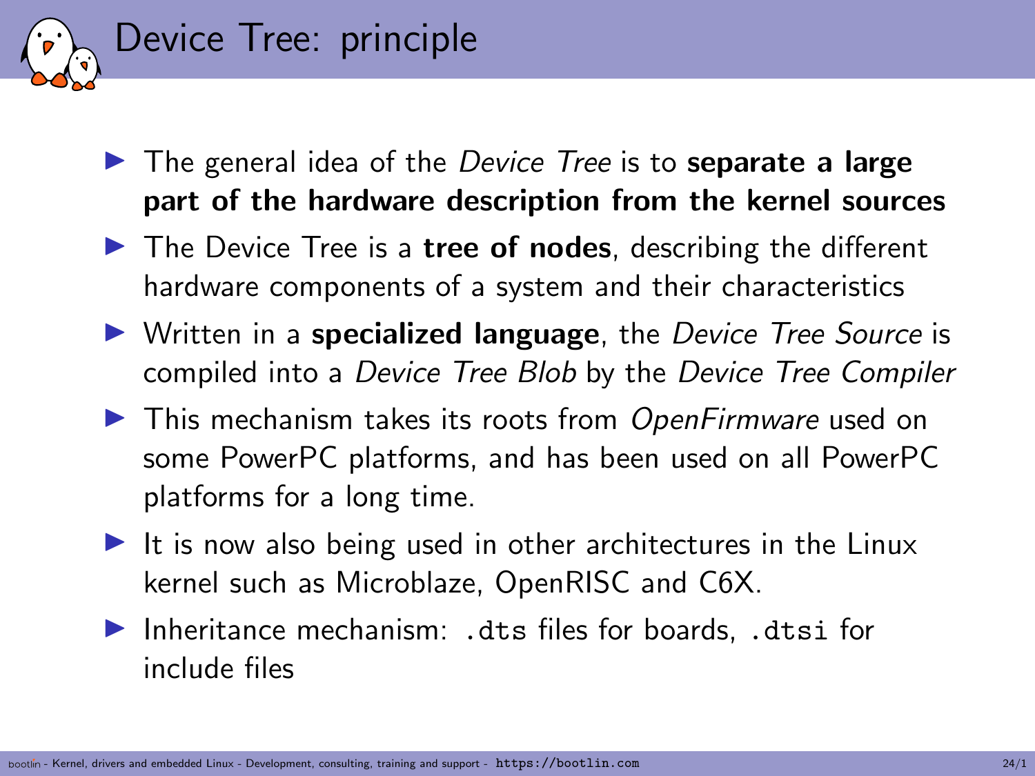# Device Tree: principle

- The general idea of the *Device Tree* is to **separate a large part of the hardware description from the kernel sources**
- The Device Tree is a **tree of nodes**, describing the different hardware components of a system and their characteristics
- Written in a **specialized language**, the *Device Tree Source* is compiled into a *Device Tree Blob* by the *Device Tree Compiler*
- This mechanism takes its roots from *OpenFirmware* used on some PowerPC platforms, and has been used on all PowerPC platforms for a long time.
- It is now also being used in other architectures in the Linux kernel such as Microblaze, OpenRISC and C6X.
- Inheritance mechanism: `.dts` files for boards, `.dtsi` for include files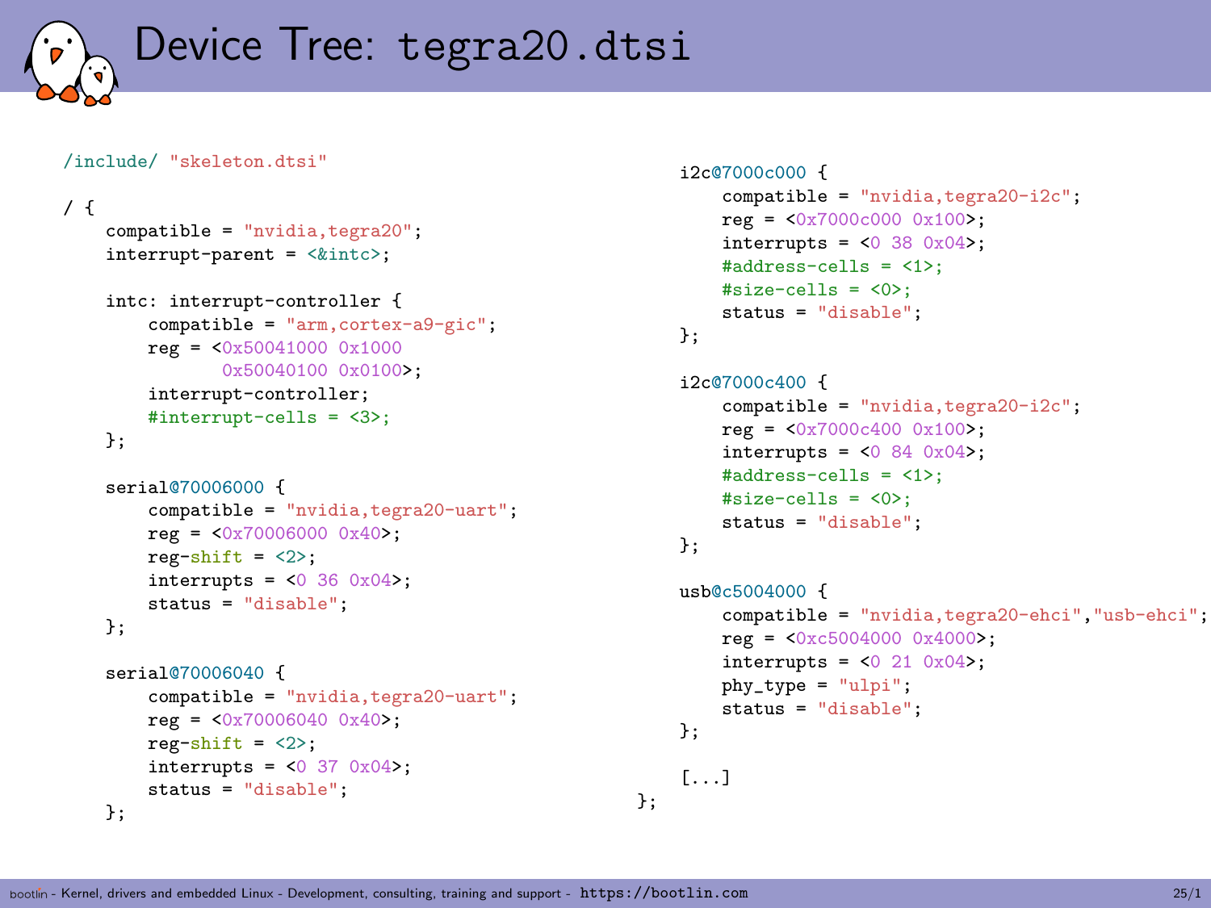# Device Tree: tegra20.dtsi

```
/include/ "skeleton.dtsi"

/ {
    compatible = "nvidia,tegra20";
    interrupt-parent = <&intc>;

    intc: interrupt-controller {
        compatible = "arm,cortex-a9-gic";
        reg = <0x50041000 0x1000
               0x50040100 0x0100>;
        interrupt-controller;
        #interrupt-cells = <3>;
    };

    serial@70006000 {
        compatible = "nvidia,tegra20-uart";
        reg = <0x70006000 0x40>;
        reg-shift = <2>;
        interrupts = <0 36 0x04>;
        status = "disable";
    };

    serial@70006040 {
        compatible = "nvidia,tegra20-uart";
        reg = <0x70006040 0x40>;
        reg-shift = <2>;
        interrupts = <0 37 0x04>;
        status = "disable";
    };

    i2c@7000c000 {
        compatible = "nvidia,tegra20-i2c";
        reg = <0x7000c000 0x100>;
        interrupts = <0 38 0x04>;
        #address-cells = <1>;
        #size-cells = <0>;
        status = "disable";
    };

    i2c@7000c400 {
        compatible = "nvidia,tegra20-i2c";
        reg = <0x7000c400 0x100>;
        interrupts = <0 84 0x04>;
        #address-cells = <1>;
        #size-cells = <0>;
        status = "disable";
    };

    usb@c5004000 {
        compatible = "nvidia,tegra20-ehci","usb-ehci";
        reg = <0xc5004000 0x4000>;
        interrupts = <0 21 0x04>;
        phy_type = "ulpi";
        status = "disable";
    };

    [...]
};
```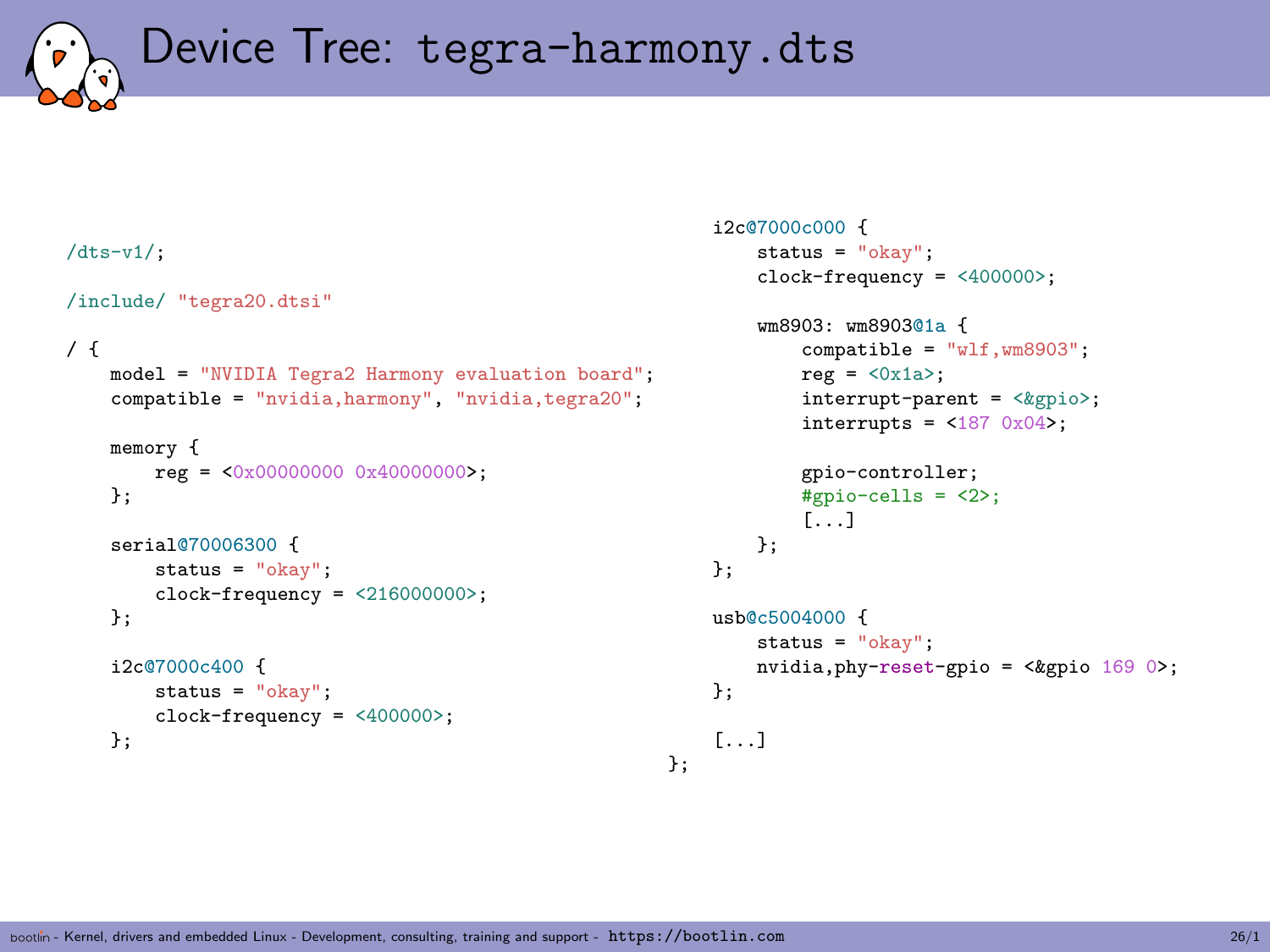# Device Tree: tegra-harmony.dts

```
/dts-v1/;

/include/ "tegra20.dtsi"

/ {
    model = "NVIDIA Tegra2 Harmony evaluation board";
    compatible = "nvidia,harmony", "nvidia,tegra20";

    memory {
        reg = <0x00000000 0x40000000>;
    };

    serial@70006300 {
        status = "okay";
        clock-frequency = <216000000>;
    };

    i2c@7000c400 {
        status = "okay";
        clock-frequency = <400000>;
    };

    i2c@7000c000 {
        status = "okay";
        clock-frequency = <400000>;

        wm8903: wm8903@1a {
            compatible = "wlf,wm8903";
            reg = <0x1a>;
            interrupt-parent = <&gpio>;
            interrupts = <187 0x04>;

            gpio-controller;
            #gpio-cells = <2>;
            [...]
        };
    };

    usb@c5004000 {
        status = "okay";
        nvidia,phy-reset-gpio = <&gpio 169 0>;
    };

    [...]
};
```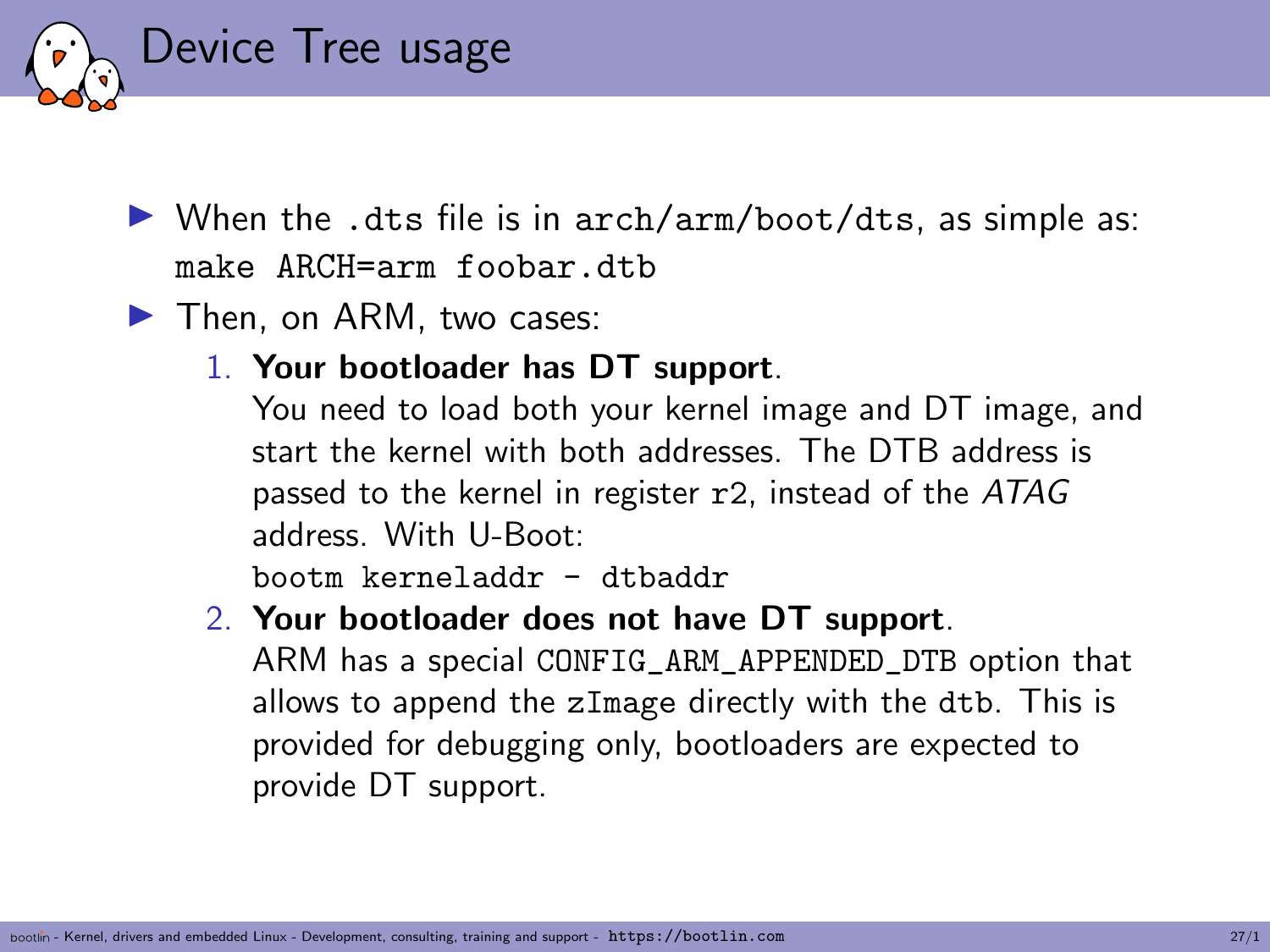# Device Tree usage

- When the `.dts` file is in `arch/arm/boot/dts`, as simple as:
  `make ARCH=arm foobar.dtb`
- Then, on ARM, two cases:
  1. **Your bootloader has DT support**.
     You need to load both your kernel image and DT image, and start the kernel with both addresses. The DTB address is passed to the kernel in register `r2`, instead of the *ATAG* address. With U-Boot:
     `bootm kerneladdr - dtbaddr`
  2. **Your bootloader does not have DT support**.
     ARM has a special `CONFIG_ARM_APPENDED_DTB` option that allows to append the `zImage` directly with the `dtb`. This is provided for debugging only, bootloaders are expected to provide DT support.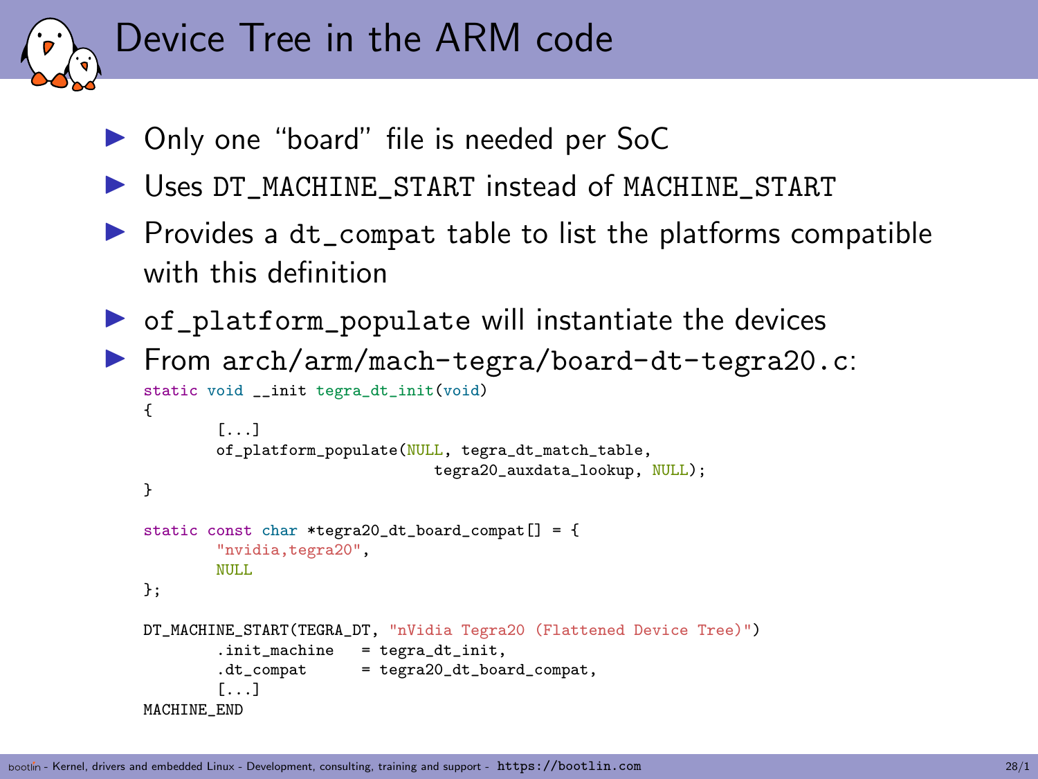# Device Tree in the ARM code

- Only one "board" file is needed per SoC
- Uses `DT_MACHINE_START` instead of `MACHINE_START`
- Provides a `dt_compat` table to list the platforms compatible with this definition
- `of_platform_populate` will instantiate the devices
- From `arch/arm/mach-tegra/board-dt-tegra20.c`:

```
static void __init tegra_dt_init(void)
{
        [...]
        of_platform_populate(NULL, tegra_dt_match_table,
                                tegra20_auxdata_lookup, NULL);
}

static const char *tegra20_dt_board_compat[] = {
        "nvidia,tegra20",
        NULL
};

DT_MACHINE_START(TEGRA_DT, "nVidia Tegra20 (Flattened Device Tree)")
        .init_machine   = tegra_dt_init,
        .dt_compat      = tegra20_dt_board_compat,
        [...]
MACHINE_END
```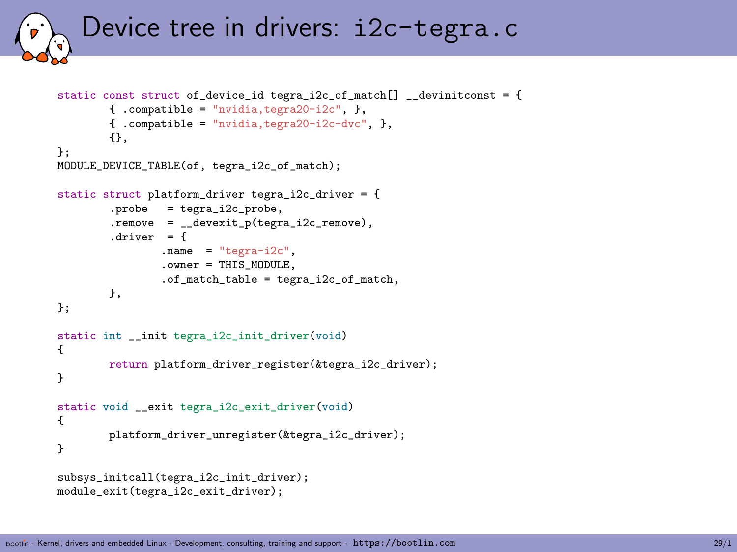# Device tree in drivers: i2c-tegra.c

```
static const struct of_device_id tegra_i2c_of_match[] __devinitconst = {
        { .compatible = "nvidia,tegra20-i2c", },
        { .compatible = "nvidia,tegra20-i2c-dvc", },
        {},
};
MODULE_DEVICE_TABLE(of, tegra_i2c_of_match);

static struct platform_driver tegra_i2c_driver = {
        .probe   = tegra_i2c_probe,
        .remove  = __devexit_p(tegra_i2c_remove),
        .driver  = {
                .name  = "tegra-i2c",
                .owner = THIS_MODULE,
                .of_match_table = tegra_i2c_of_match,
        },
};

static int __init tegra_i2c_init_driver(void)
{
        return platform_driver_register(&tegra_i2c_driver);
}

static void __exit tegra_i2c_exit_driver(void)
{
        platform_driver_unregister(&tegra_i2c_driver);
}

subsys_initcall(tegra_i2c_init_driver);
module_exit(tegra_i2c_exit_driver);
```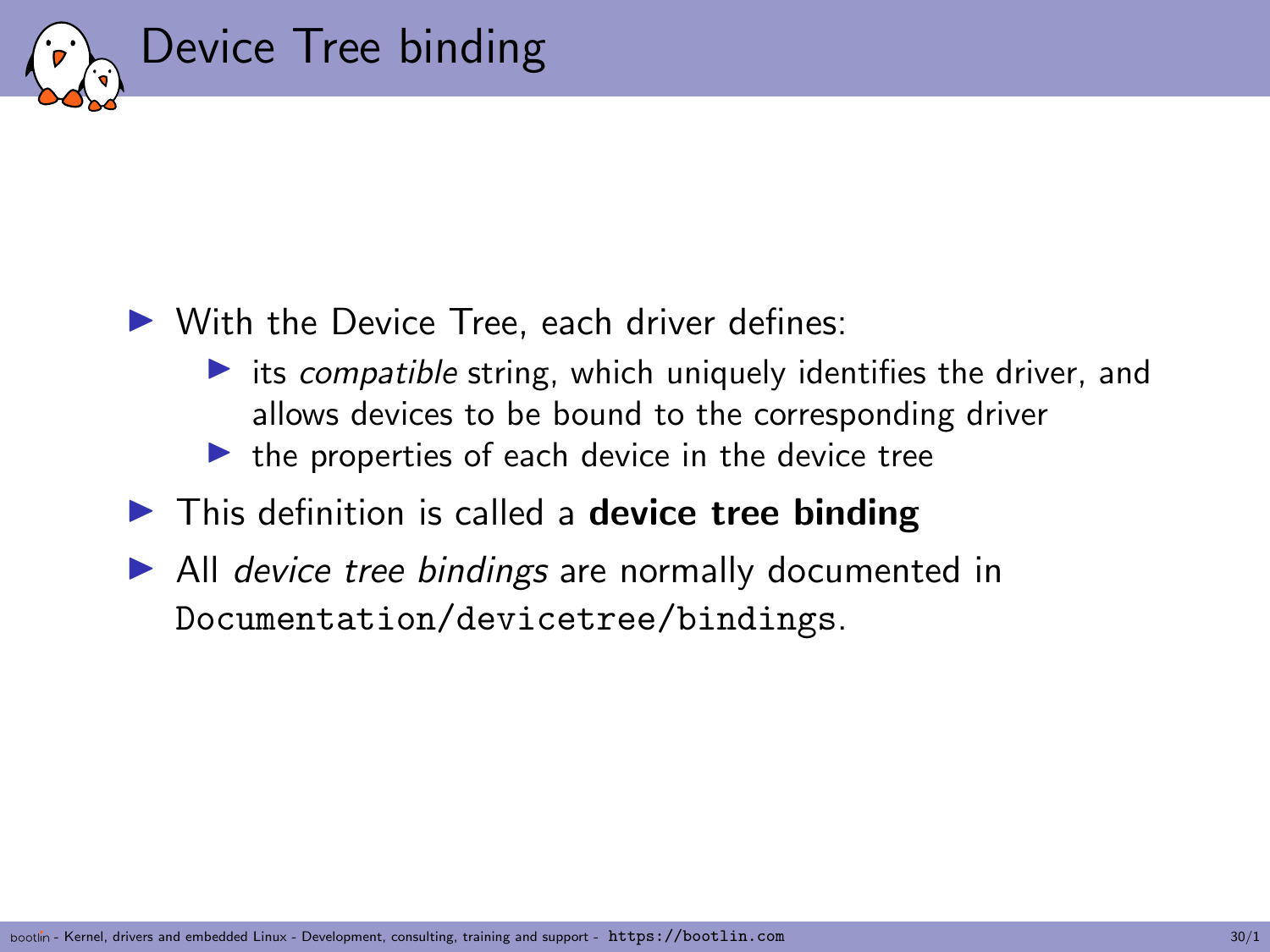# Device Tree binding

- With the Device Tree, each driver defines:
  - its *compatible* string, which uniquely identifies the driver, and allows devices to be bound to the corresponding driver
  - the properties of each device in the device tree
- This definition is called a **device tree binding**
- All *device tree bindings* are normally documented in `Documentation/devicetree/bindings`.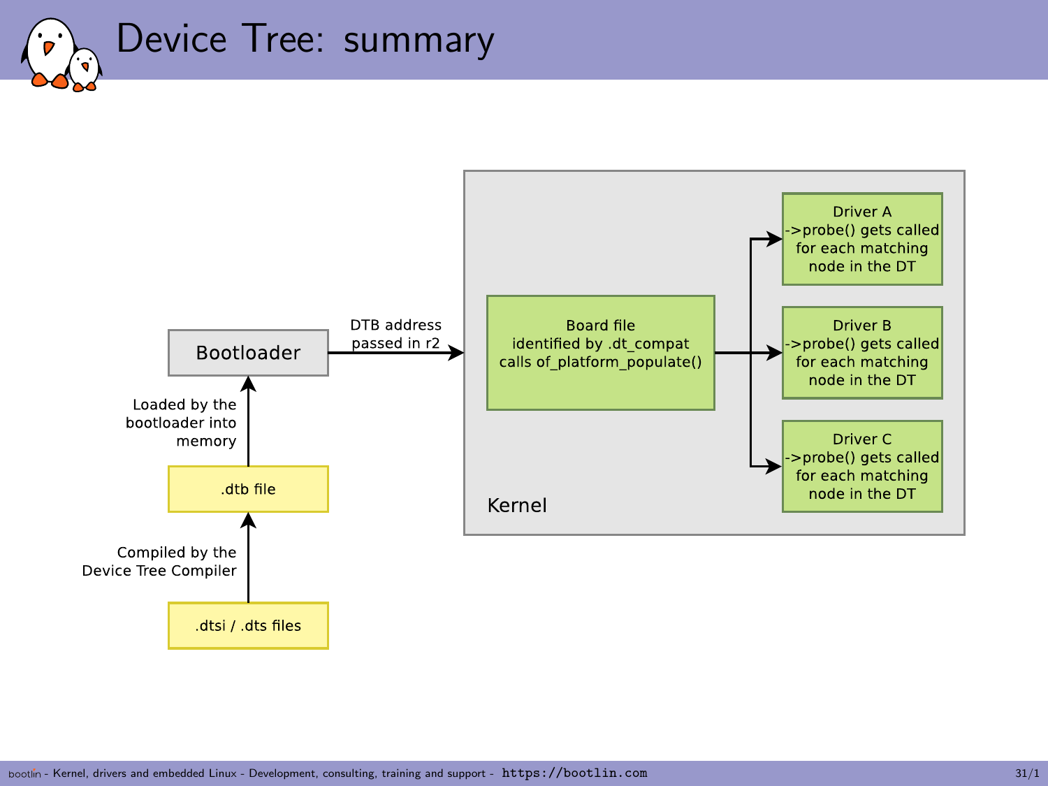# Device Tree: summary

.dtsi / .dts files

Compiled by the Device Tree Compiler

.dtb file

Loaded by the bootloader into memory

Bootloader

DTB address passed in r2

Kernel

Board file identified by .dt_compat calls of_platform_populate()

Driver A ->probe() gets called for each matching node in the DT

Driver B ->probe() gets called for each matching node in the DT

Driver C ->probe() gets called for each matching node in the DT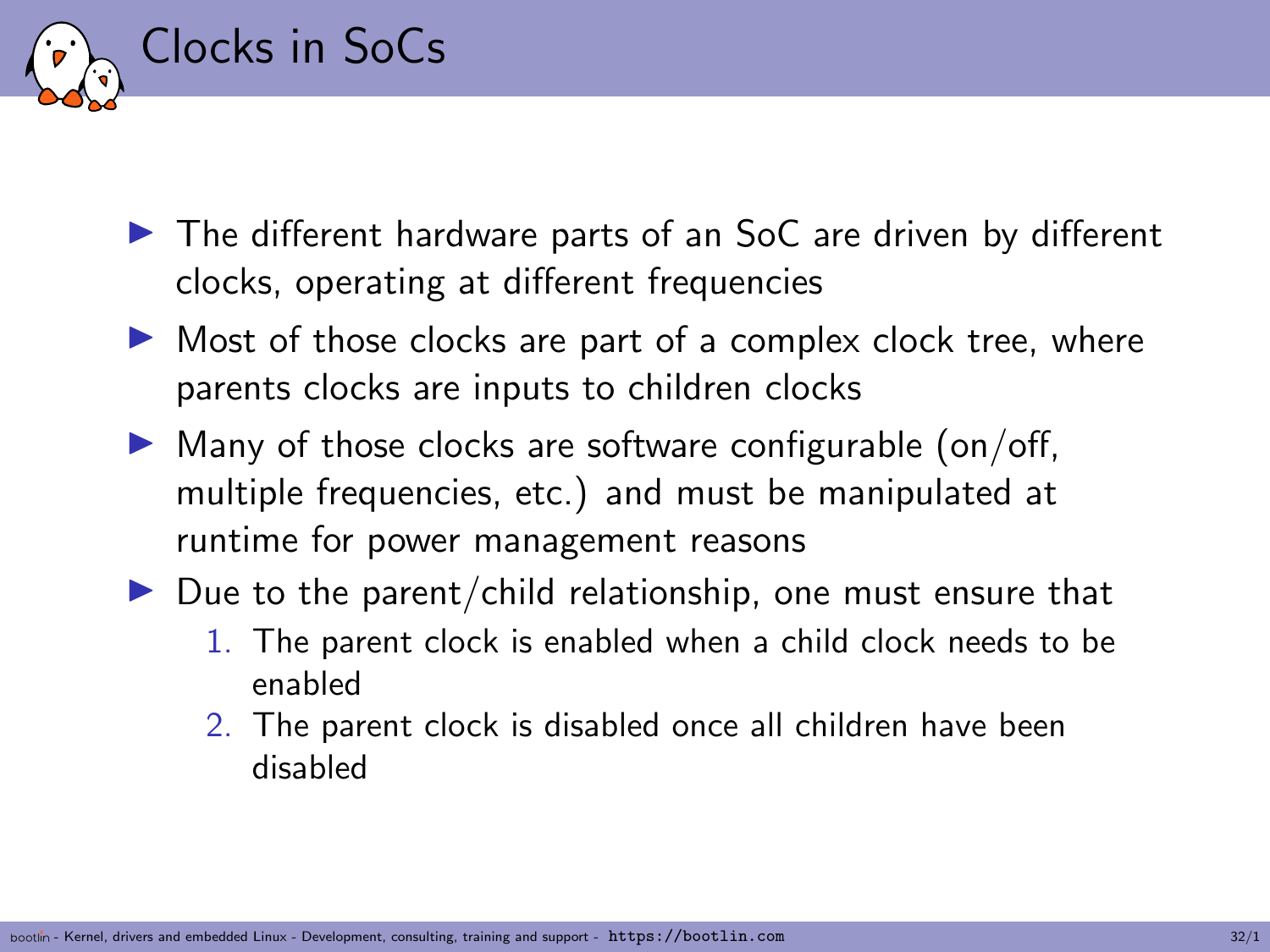# Clocks in SoCs

- The different hardware parts of an SoC are driven by different clocks, operating at different frequencies
- Most of those clocks are part of a complex clock tree, where parents clocks are inputs to children clocks
- Many of those clocks are software configurable (on/off, multiple frequencies, etc.) and must be manipulated at runtime for power management reasons
- Due to the parent/child relationship, one must ensure that
  1. The parent clock is enabled when a child clock needs to be enabled
  2. The parent clock is disabled once all children have been disabled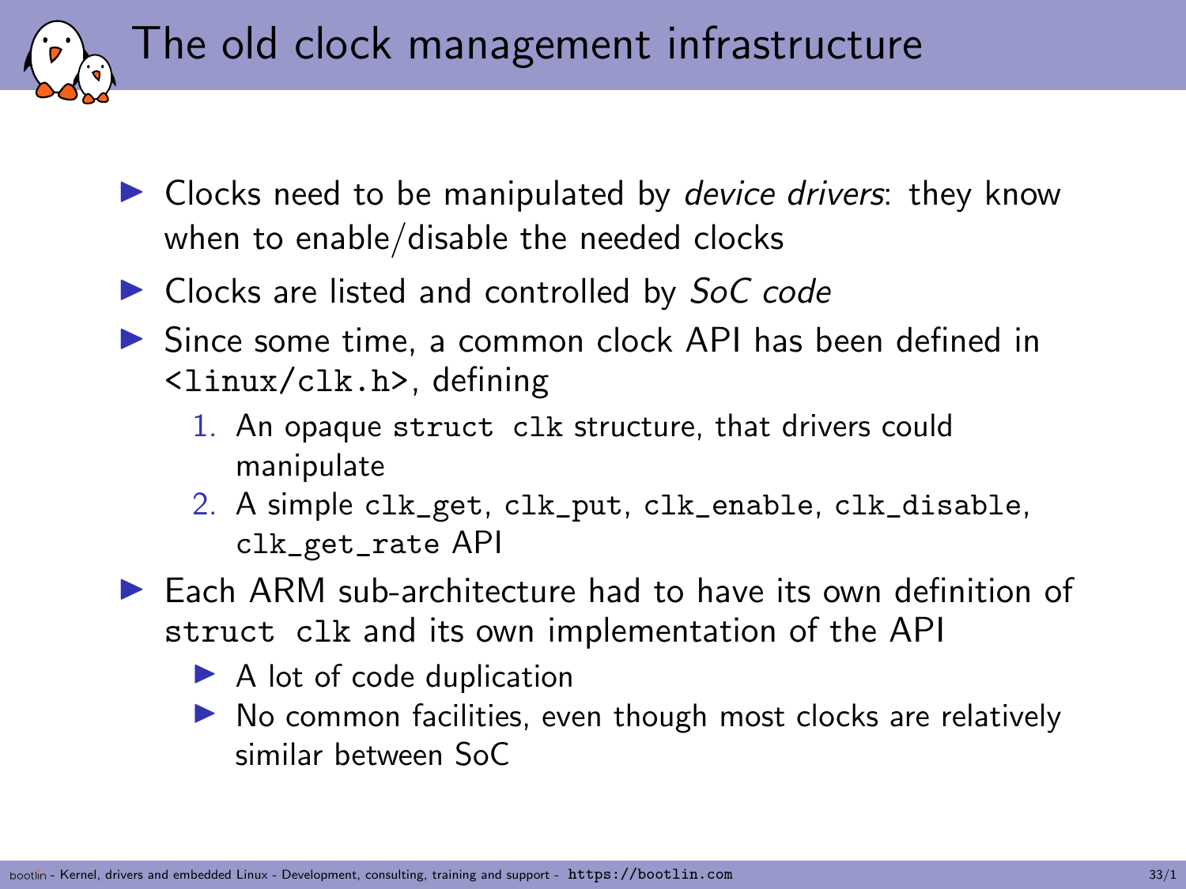# The old clock management infrastructure

- Clocks need to be manipulated by *device drivers*: they know when to enable/disable the needed clocks
- Clocks are listed and controlled by *SoC code*
- Since some time, a common clock API has been defined in `<linux/clk.h>`, defining
  1. An opaque `struct clk` structure, that drivers could manipulate
  2. A simple `clk_get`, `clk_put`, `clk_enable`, `clk_disable`, `clk_get_rate` API
- Each ARM sub-architecture had to have its own definition of `struct clk` and its own implementation of the API
  - A lot of code duplication
  - No common facilities, even though most clocks are relatively similar between SoC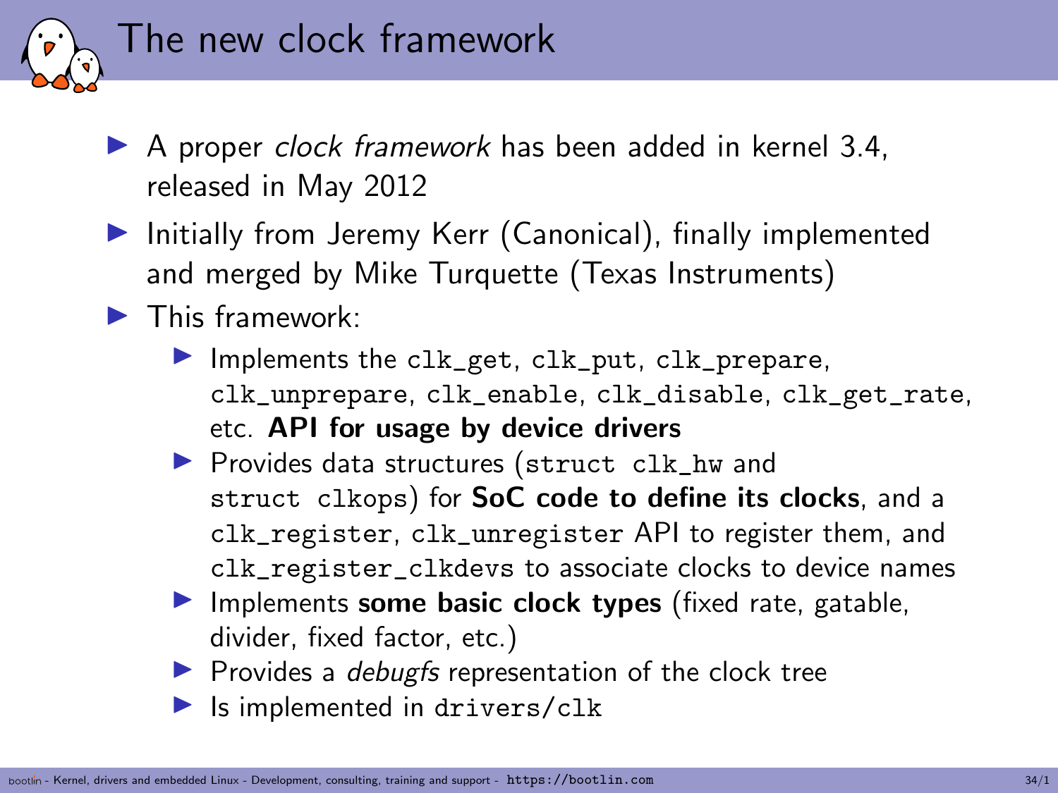# The new clock framework

- A proper *clock framework* has been added in kernel 3.4, released in May 2012
- Initially from Jeremy Kerr (Canonical), finally implemented and merged by Mike Turquette (Texas Instruments)
- This framework:
  - Implements the `clk_get`, `clk_put`, `clk_prepare`, `clk_unprepare`, `clk_enable`, `clk_disable`, `clk_get_rate`, etc. **API for usage by device drivers**
  - Provides data structures (`struct clk_hw` and `struct clkops`) for **SoC code to define its clocks**, and a `clk_register`, `clk_unregister` API to register them, and `clk_register_clkdevs` to associate clocks to device names
  - Implements **some basic clock types** (fixed rate, gatable, divider, fixed factor, etc.)
  - Provides a *debugfs* representation of the clock tree
  - Is implemented in `drivers/clk`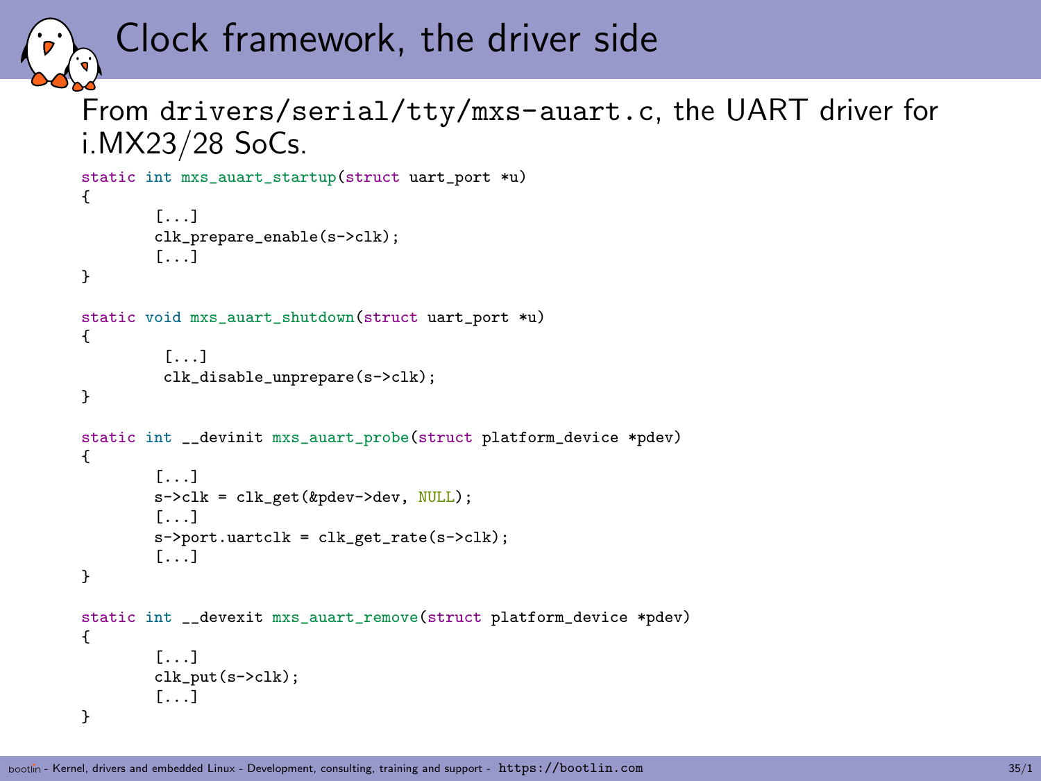# Clock framework, the driver side

From `drivers/serial/tty/mxs-auart.c`, the UART driver for i.MX23/28 SoCs.

```
static int mxs_auart_startup(struct uart_port *u)
{
        [...]
        clk_prepare_enable(s->clk);
        [...]
}

static void mxs_auart_shutdown(struct uart_port *u)
{
         [...]
         clk_disable_unprepare(s->clk);
}

static int __devinit mxs_auart_probe(struct platform_device *pdev)
{
        [...]
        s->clk = clk_get(&pdev->dev, NULL);
        [...]
        s->port.uartclk = clk_get_rate(s->clk);
        [...]
}

static int __devexit mxs_auart_remove(struct platform_device *pdev)
{
        [...]
        clk_put(s->clk);
        [...]
}
```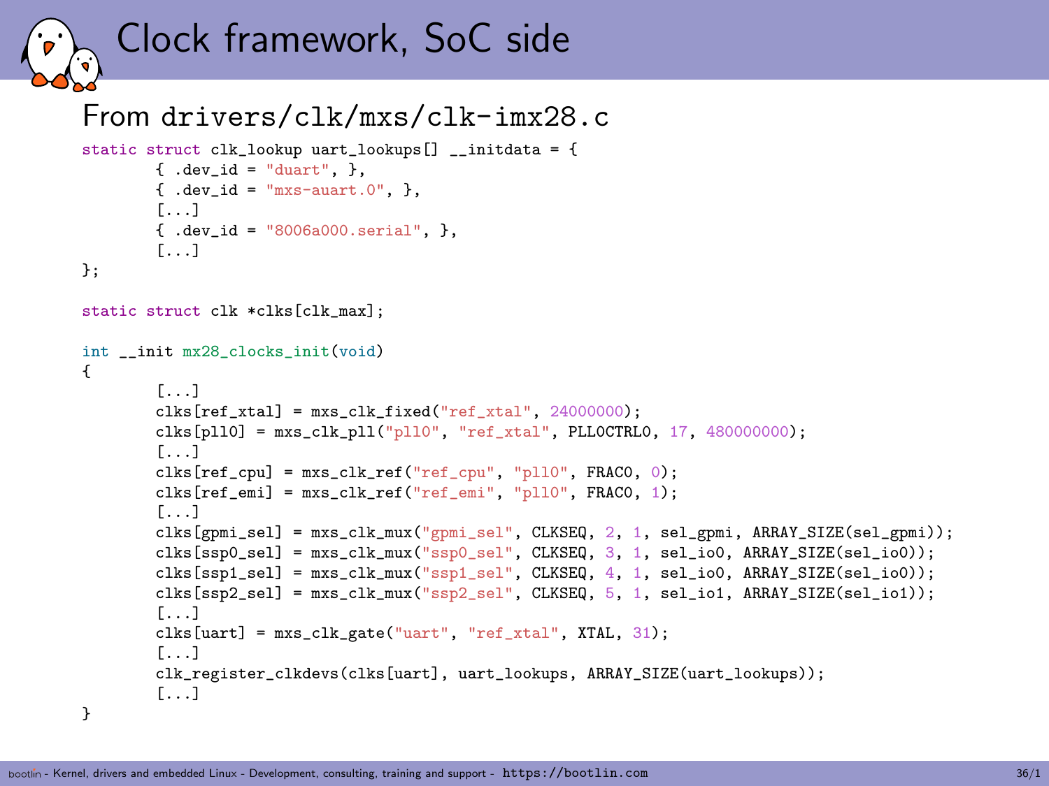# Clock framework, SoC side

## From drivers/clk/mxs/clk-imx28.c

```
static struct clk_lookup uart_lookups[] __initdata = {
        { .dev_id = "duart", },
        { .dev_id = "mxs-auart.0", },
        [...]
        { .dev_id = "8006a000.serial", },
        [...]
};

static struct clk *clks[clk_max];

int __init mx28_clocks_init(void)
{
        [...]
        clks[ref_xtal] = mxs_clk_fixed("ref_xtal", 24000000);
        clks[pll0] = mxs_clk_pll("pll0", "ref_xtal", PLL0CTRL0, 17, 480000000);
        [...]
        clks[ref_cpu] = mxs_clk_ref("ref_cpu", "pll0", FRAC0, 0);
        clks[ref_emi] = mxs_clk_ref("ref_emi", "pll0", FRAC0, 1);
        [...]
        clks[gpmi_sel] = mxs_clk_mux("gpmi_sel", CLKSEQ, 2, 1, sel_gpmi, ARRAY_SIZE(sel_gpmi));
        clks[ssp0_sel] = mxs_clk_mux("ssp0_sel", CLKSEQ, 3, 1, sel_io0, ARRAY_SIZE(sel_io0));
        clks[ssp1_sel] = mxs_clk_mux("ssp1_sel", CLKSEQ, 4, 1, sel_io0, ARRAY_SIZE(sel_io0));
        clks[ssp2_sel] = mxs_clk_mux("ssp2_sel", CLKSEQ, 5, 1, sel_io1, ARRAY_SIZE(sel_io1));
        [...]
        clks[uart] = mxs_clk_gate("uart", "ref_xtal", XTAL, 31);
        [...]
        clk_register_clkdevs(clks[uart], uart_lookups, ARRAY_SIZE(uart_lookups));
        [...]
}
```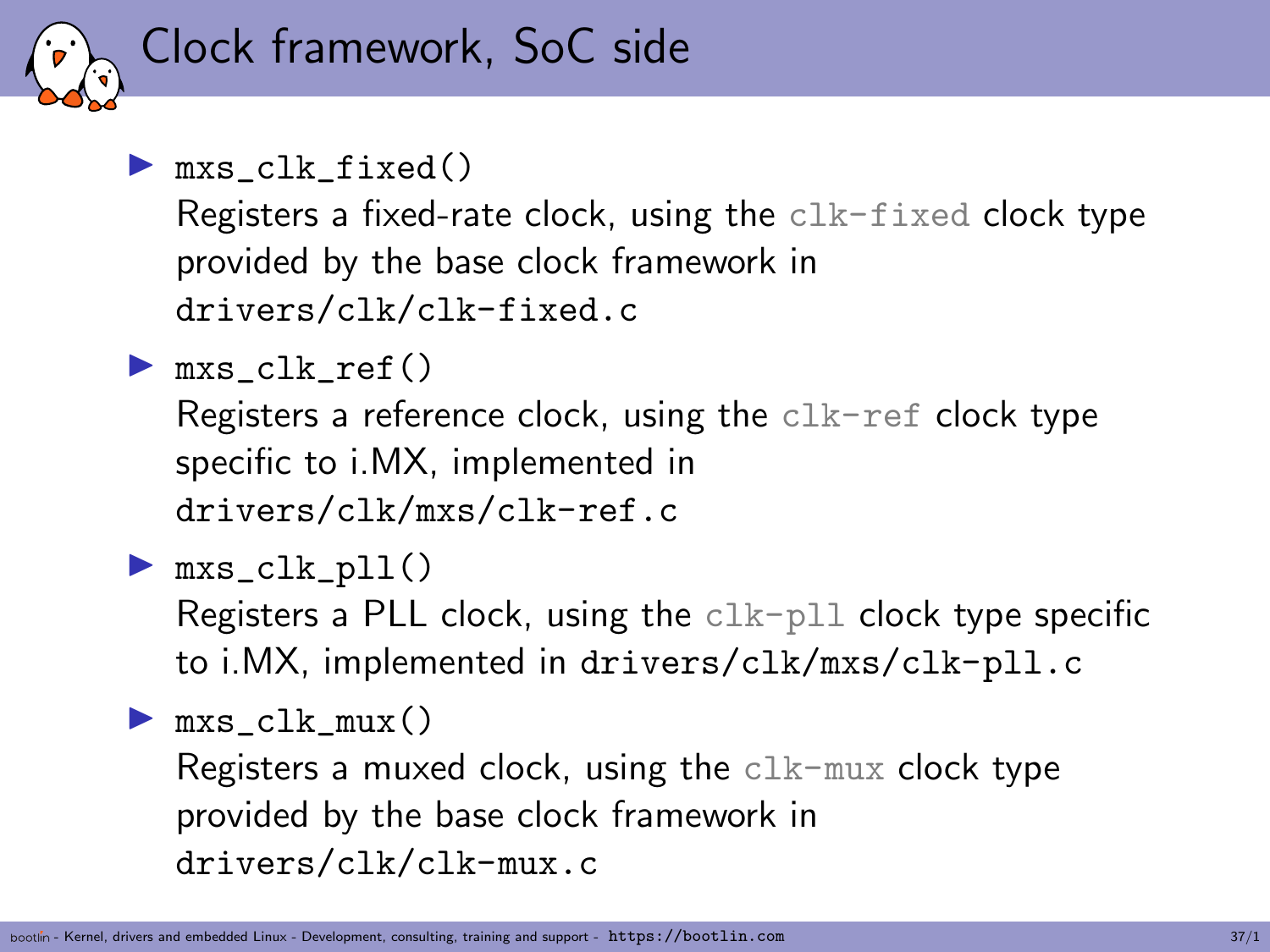# Clock framework, SoC side

- `mxs_clk_fixed()`
  Registers a fixed-rate clock, using the `clk-fixed` clock type provided by the base clock framework in `drivers/clk/clk-fixed.c`
- `mxs_clk_ref()`
  Registers a reference clock, using the `clk-ref` clock type specific to i.MX, implemented in `drivers/clk/mxs/clk-ref.c`
- `mxs_clk_pll()`
  Registers a PLL clock, using the `clk-pll` clock type specific to i.MX, implemented in `drivers/clk/mxs/clk-pll.c`
- `mxs_clk_mux()`
  Registers a muxed clock, using the `clk-mux` clock type provided by the base clock framework in `drivers/clk/clk-mux.c`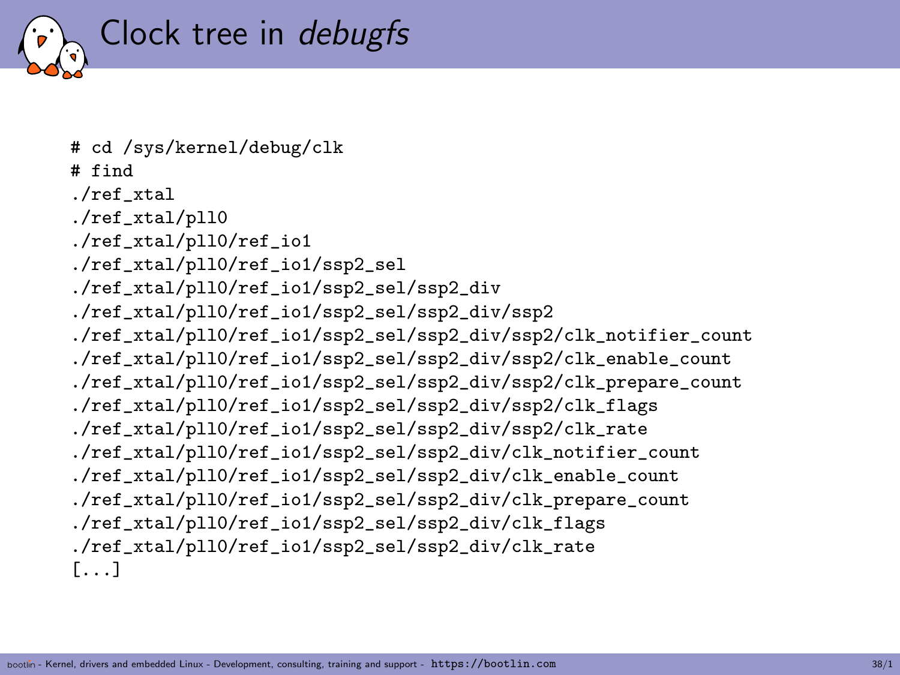# Clock tree in *debugfs*

```
# cd /sys/kernel/debug/clk
# find
./ref_xtal
./ref_xtal/pll0
./ref_xtal/pll0/ref_io1
./ref_xtal/pll0/ref_io1/ssp2_sel
./ref_xtal/pll0/ref_io1/ssp2_sel/ssp2_div
./ref_xtal/pll0/ref_io1/ssp2_sel/ssp2_div/ssp2
./ref_xtal/pll0/ref_io1/ssp2_sel/ssp2_div/ssp2/clk_notifier_count
./ref_xtal/pll0/ref_io1/ssp2_sel/ssp2_div/ssp2/clk_enable_count
./ref_xtal/pll0/ref_io1/ssp2_sel/ssp2_div/ssp2/clk_prepare_count
./ref_xtal/pll0/ref_io1/ssp2_sel/ssp2_div/ssp2/clk_flags
./ref_xtal/pll0/ref_io1/ssp2_sel/ssp2_div/ssp2/clk_rate
./ref_xtal/pll0/ref_io1/ssp2_sel/ssp2_div/clk_notifier_count
./ref_xtal/pll0/ref_io1/ssp2_sel/ssp2_div/clk_enable_count
./ref_xtal/pll0/ref_io1/ssp2_sel/ssp2_div/clk_prepare_count
./ref_xtal/pll0/ref_io1/ssp2_sel/ssp2_div/clk_flags
./ref_xtal/pll0/ref_io1/ssp2_sel/ssp2_div/clk_rate
[...]
```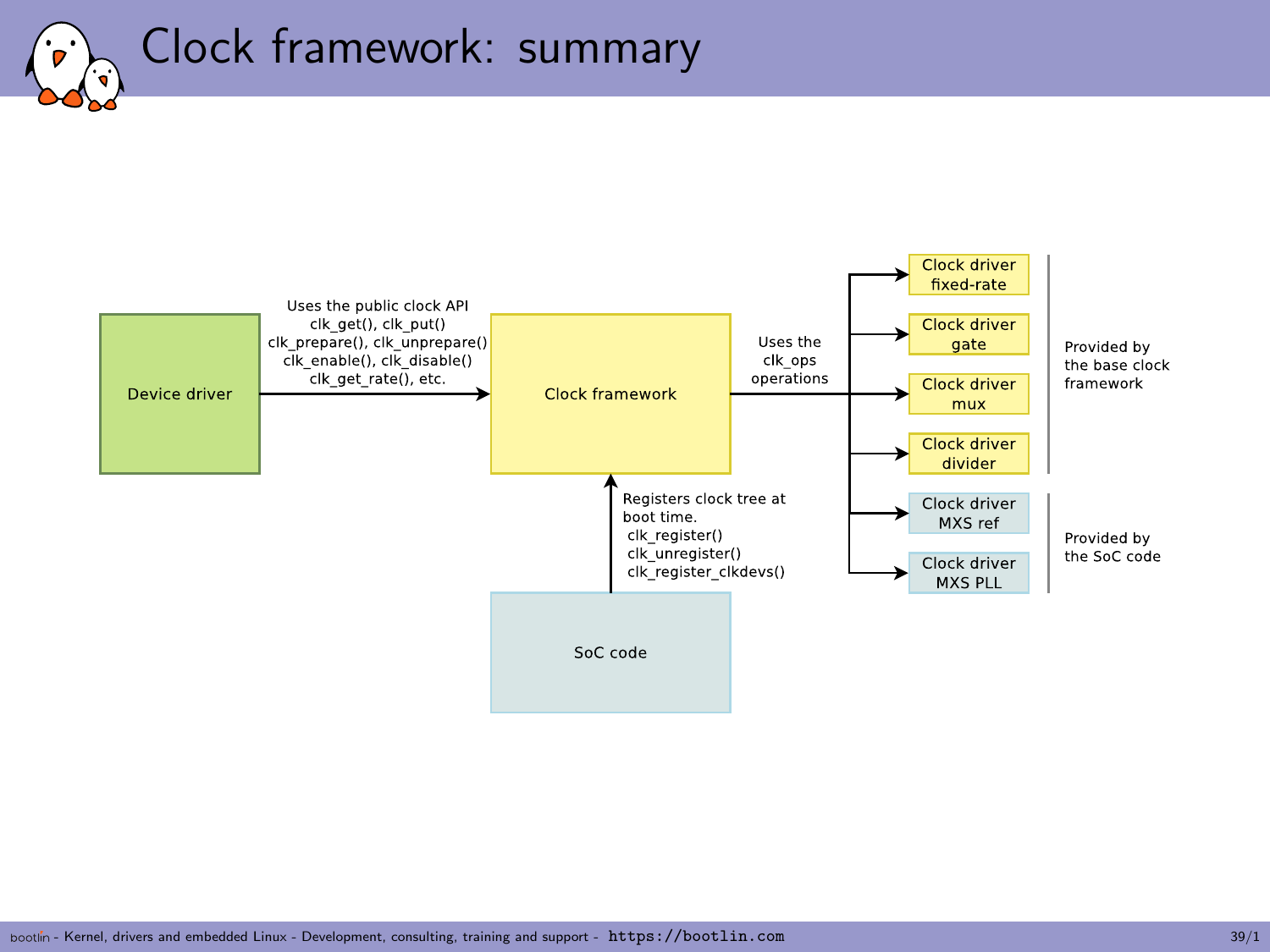# Clock framework: summary

Device driver

Uses the public clock API
clk_get(), clk_put()
clk_prepare(), clk_unprepare()
clk_enable(), clk_disable()
clk_get_rate(), etc.

Clock framework

Uses the clk_ops operations

Clock driver fixed-rate

Clock driver gate

Clock driver mux

Clock driver divider

Provided by the base clock framework

Clock driver MXS ref

Clock driver MXS PLL

Provided by the SoC code

Registers clock tree at boot time.
clk_register()
clk_unregister()
clk_register_clkdevs()

SoC code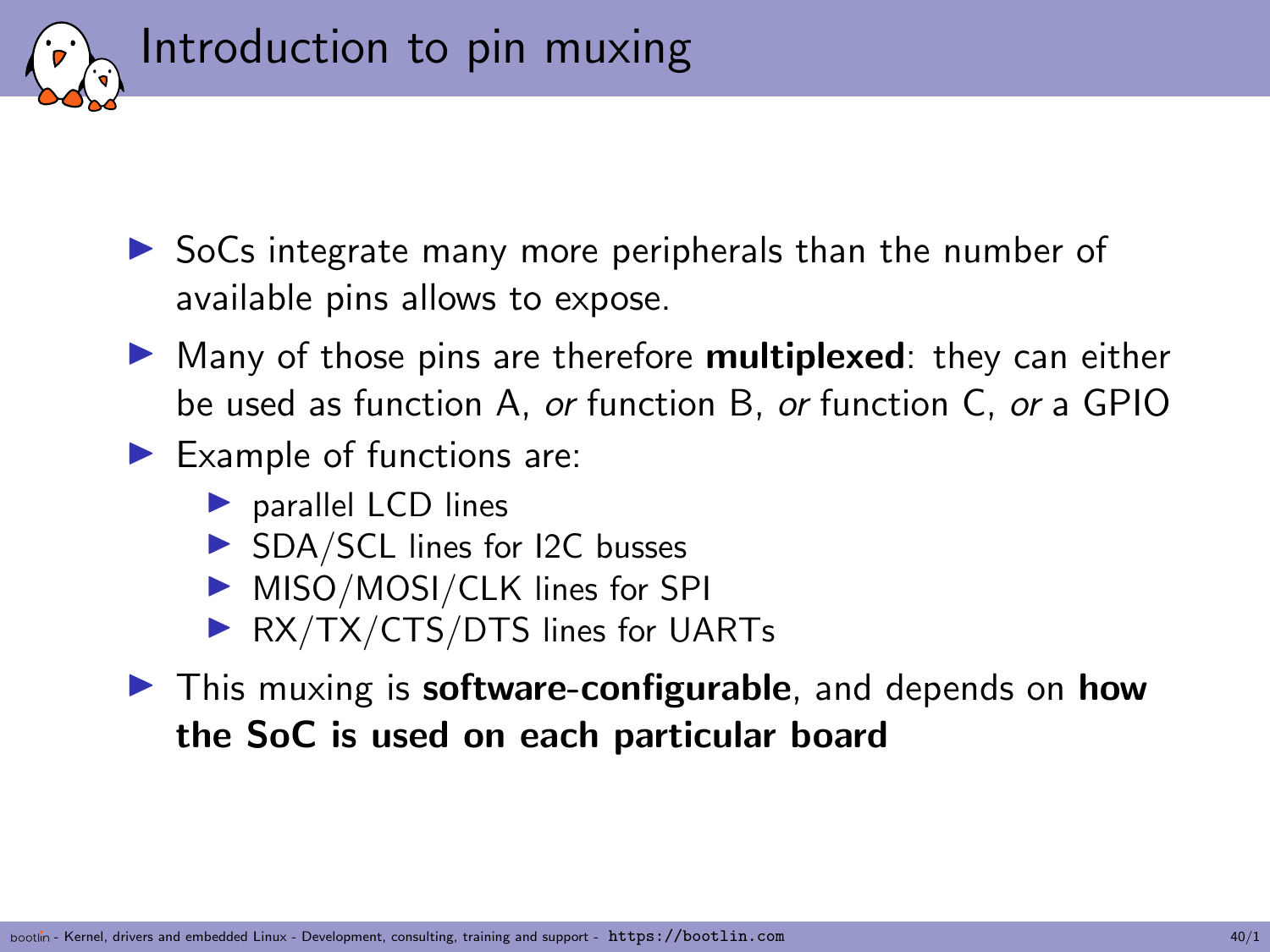# Introduction to pin muxing

- SoCs integrate many more peripherals than the number of available pins allows to expose.
- Many of those pins are therefore **multiplexed**: they can either be used as function A, *or* function B, *or* function C, *or* a GPIO
- Example of functions are:
  - parallel LCD lines
  - SDA/SCL lines for I2C busses
  - MISO/MOSI/CLK lines for SPI
  - RX/TX/CTS/DTS lines for UARTs
- This muxing is **software-configurable**, and depends on **how the SoC is used on each particular board**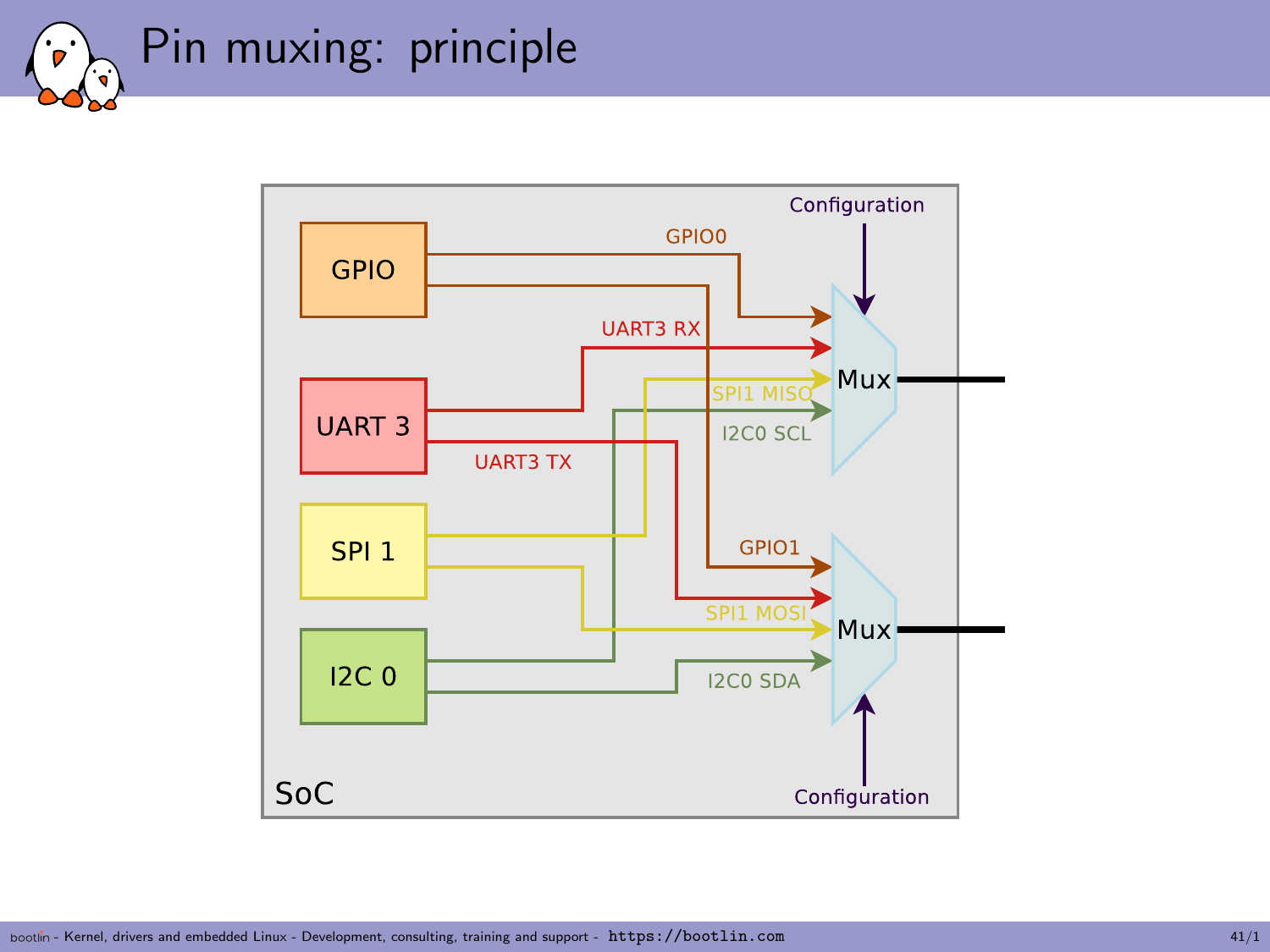# Pin muxing: principle

SoC

GPIO

UART 3

SPI 1

I2C 0

GPIO0

UART3 RX

SPI1 MISO

I2C0 SCL

UART3 TX

GPIO1

SPI1 MOSI

I2C0 SDA

Mux

Mux

Configuration

Configuration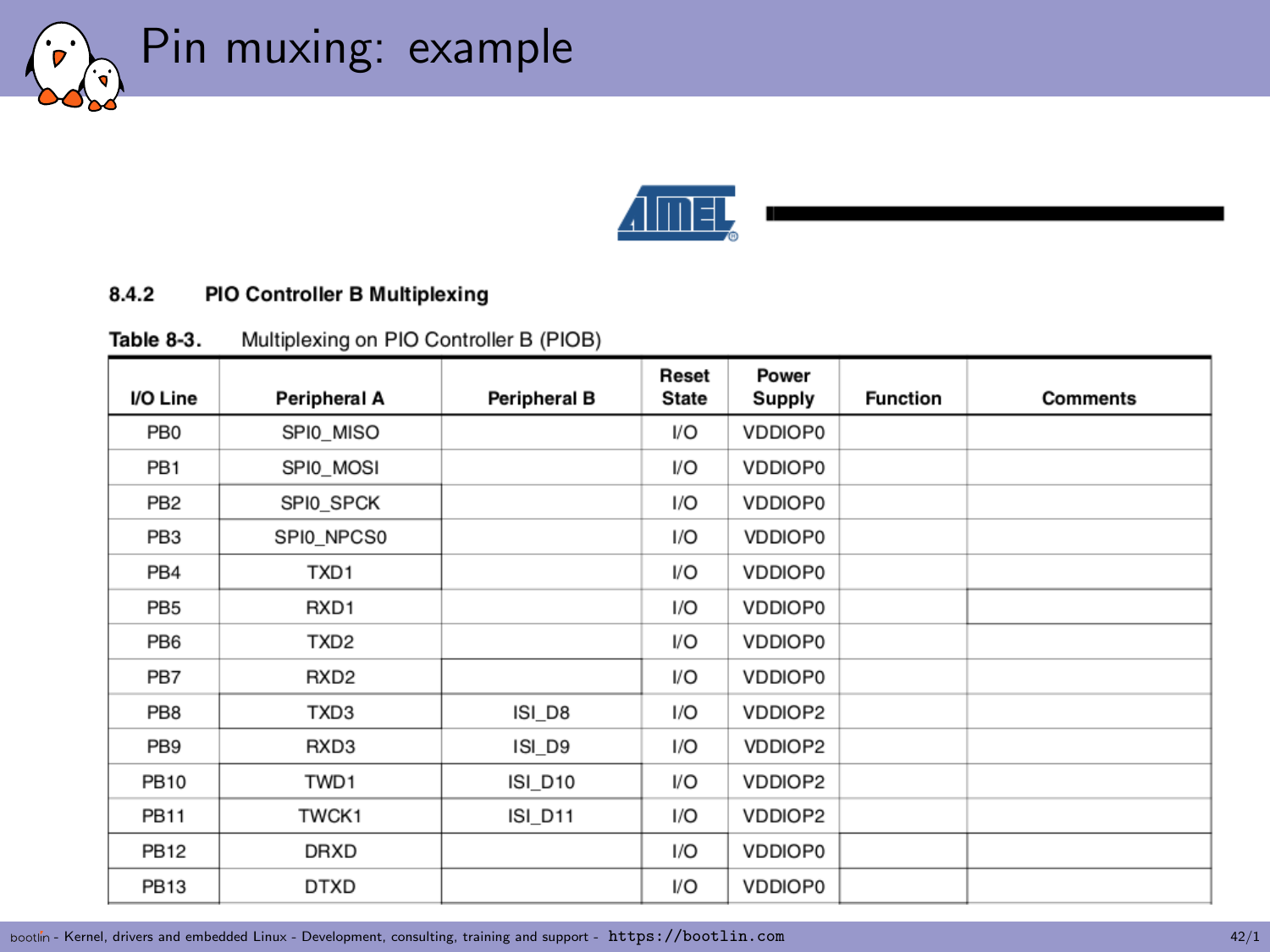# Pin muxing: example

### 8.4.2 PIO Controller B Multiplexing

**Table 8-3.** Multiplexing on PIO Controller B (PIOB)

| I/O Line | Peripheral A | Peripheral B | Reset State | Power Supply | Function | Comments |
|---|---|---|---|---|---|---|
| PB0 | SPI0_MISO | | I/O | VDDIOP0 | | |
| PB1 | SPI0_MOSI | | I/O | VDDIOP0 | | |
| PB2 | SPI0_SPCK | | I/O | VDDIOP0 | | |
| PB3 | SPI0_NPCS0 | | I/O | VDDIOP0 | | |
| PB4 | TXD1 | | I/O | VDDIOP0 | | |
| PB5 | RXD1 | | I/O | VDDIOP0 | | |
| PB6 | TXD2 | | I/O | VDDIOP0 | | |
| PB7 | RXD2 | | I/O | VDDIOP0 | | |
| PB8 | TXD3 | ISI_D8 | I/O | VDDIOP2 | | |
| PB9 | RXD3 | ISI_D9 | I/O | VDDIOP2 | | |
| PB10 | TWD1 | ISI_D10 | I/O | VDDIOP2 | | |
| PB11 | TWCK1 | ISI_D11 | I/O | VDDIOP2 | | |
| PB12 | DRXD | | I/O | VDDIOP0 | | |
| PB13 | DTXD | | I/O | VDDIOP0 | | |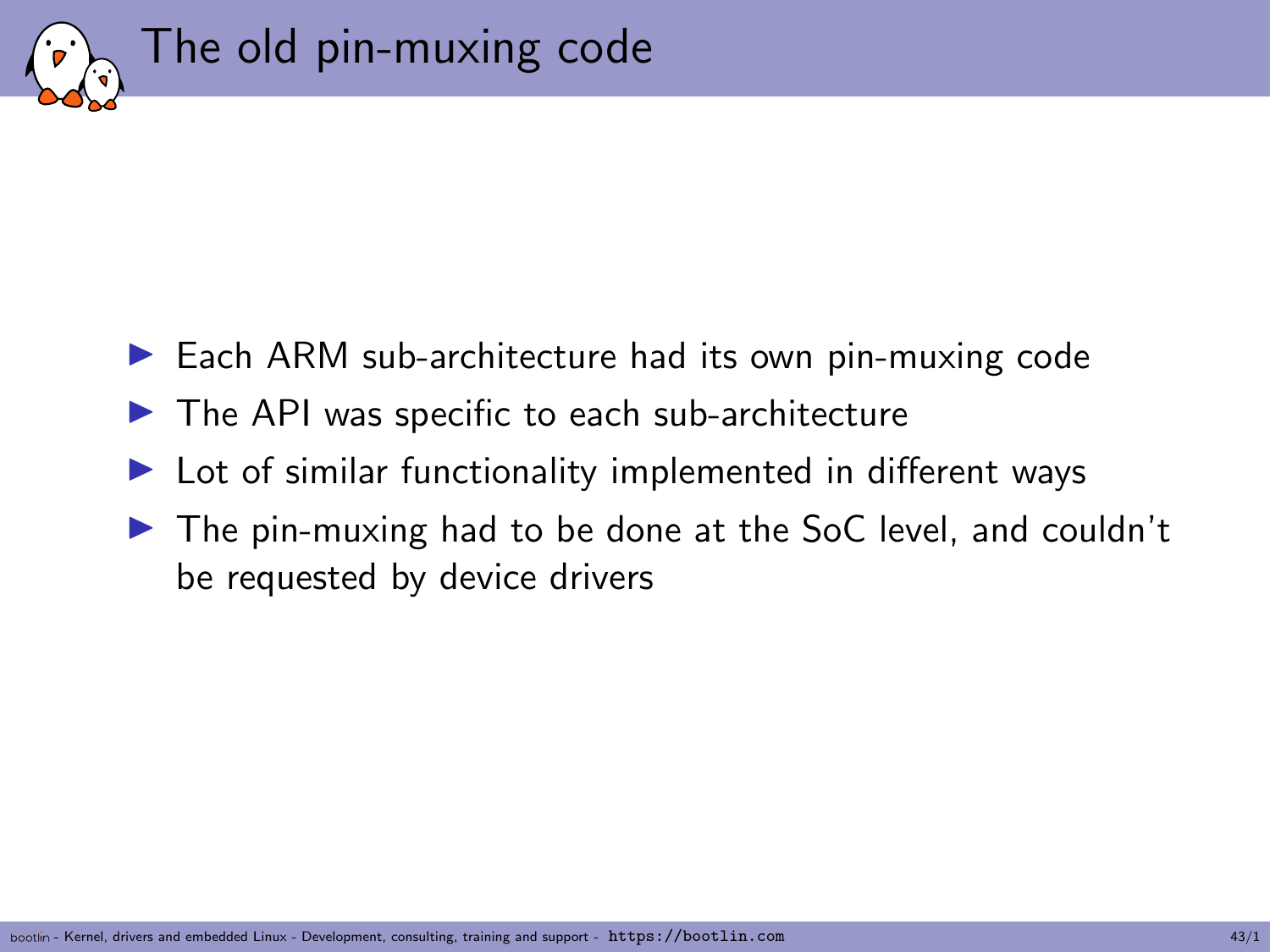# The old pin-muxing code

- Each ARM sub-architecture had its own pin-muxing code
- The API was specific to each sub-architecture
- Lot of similar functionality implemented in different ways
- The pin-muxing had to be done at the SoC level, and couldn't be requested by device drivers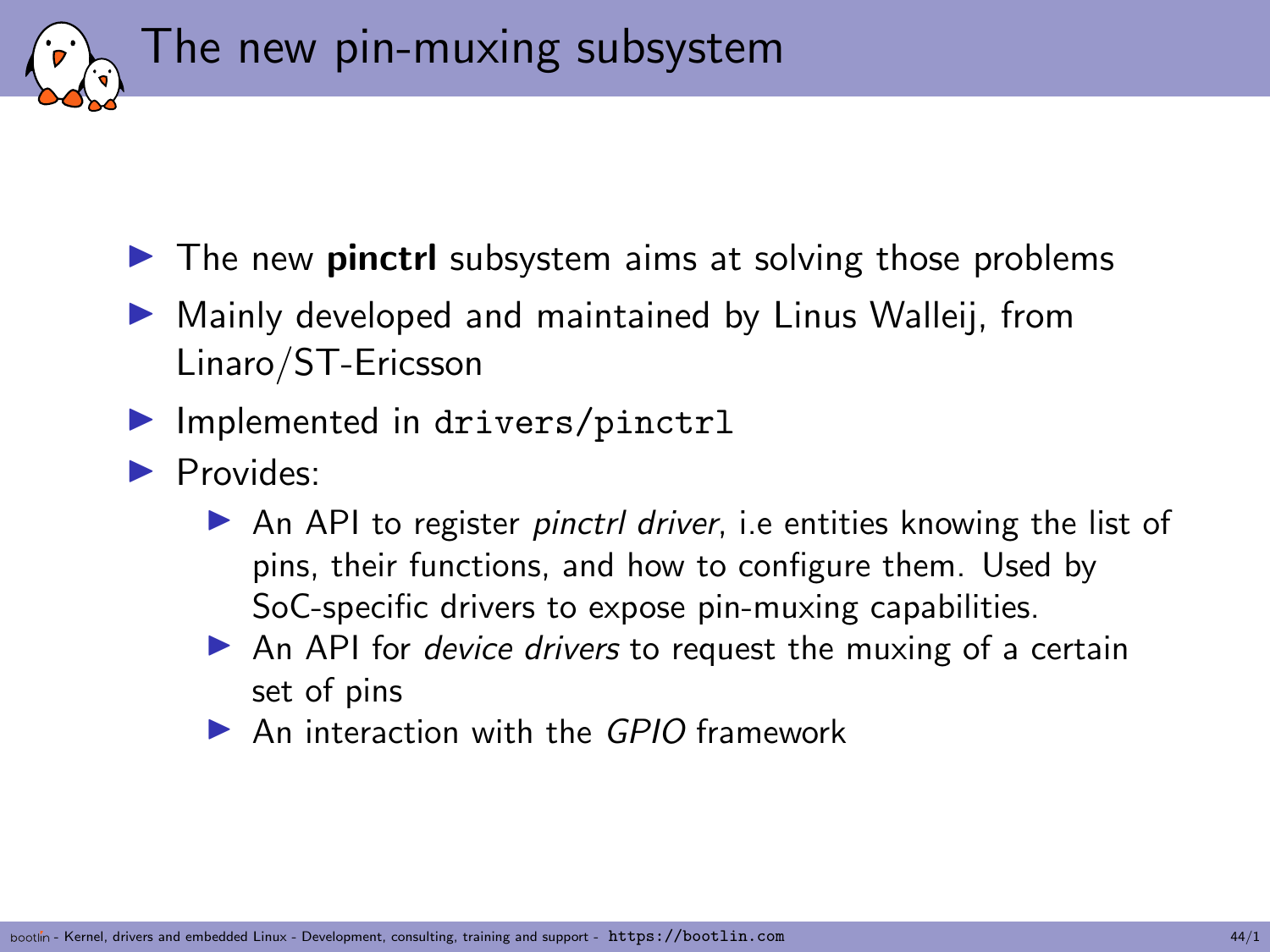# The new pin-muxing subsystem

- The new **pinctrl** subsystem aims at solving those problems
- Mainly developed and maintained by Linus Walleij, from Linaro/ST-Ericsson
- Implemented in `drivers/pinctrl`
- Provides:
  - An API to register *pinctrl driver*, i.e entities knowing the list of pins, their functions, and how to configure them. Used by SoC-specific drivers to expose pin-muxing capabilities.
  - An API for *device drivers* to request the muxing of a certain set of pins
  - An interaction with the *GPIO* framework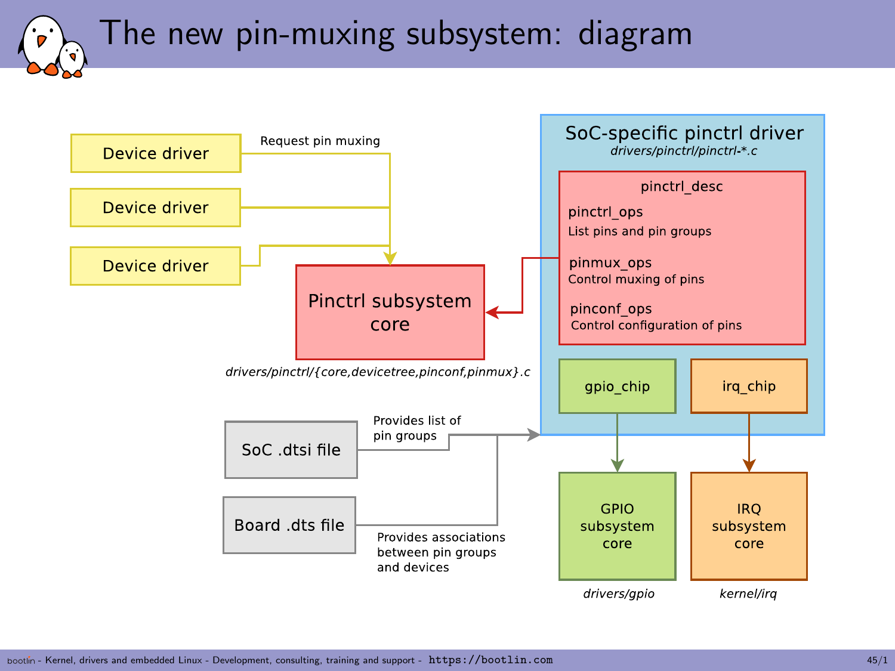# The new pin-muxing subsystem: diagram

Device driver

Device driver

Device driver

Request pin muxing

Pinctrl subsystem core

*drivers/pinctrl/{core,devicetree,pinconf,pinmux}.c*

SoC-specific pinctrl driver

*drivers/pinctrl/pinctrl-*.c*

pinctrl_desc

pinctrl_ops

List pins and pin groups

pinmux_ops

Control muxing of pins

pinconf_ops

Control configuration of pins

gpio_chip

irq_chip

SoC .dtsi file

Provides list of pin groups

Board .dts file

Provides associations between pin groups and devices

GPIO subsystem core

*drivers/gpio*

IRQ subsystem core

*kernel/irq*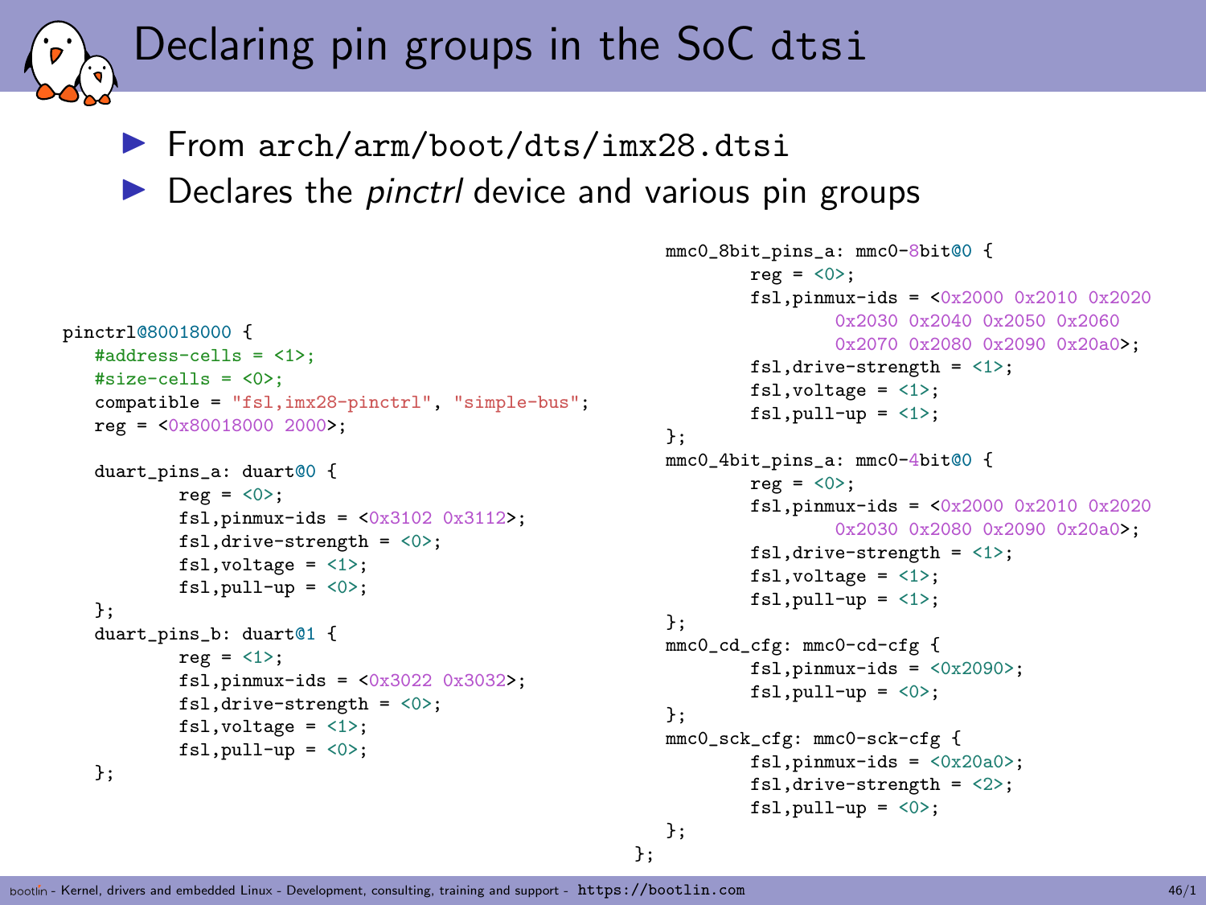# Declaring pin groups in the SoC dtsi

- From arch/arm/boot/dts/imx28.dtsi
- Declares the *pinctrl* device and various pin groups

```
pinctrl@80018000 {
   #address-cells = <1>;
   #size-cells = <0>;
   compatible = "fsl,imx28-pinctrl", "simple-bus";
   reg = <0x80018000 2000>;

   duart_pins_a: duart@0 {
           reg = <0>;
           fsl,pinmux-ids = <0x3102 0x3112>;
           fsl,drive-strength = <0>;
           fsl,voltage = <1>;
           fsl,pull-up = <0>;
   };
   duart_pins_b: duart@1 {
           reg = <1>;
           fsl,pinmux-ids = <0x3022 0x3032>;
           fsl,drive-strength = <0>;
           fsl,voltage = <1>;
           fsl,pull-up = <0>;
   };
```

```
   mmc0_8bit_pins_a: mmc0-8bit@0 {
           reg = <0>;
           fsl,pinmux-ids = <0x2000 0x2010 0x2020
                   0x2030 0x2040 0x2050 0x2060
                   0x2070 0x2080 0x2090 0x20a0>;
           fsl,drive-strength = <1>;
           fsl,voltage = <1>;
           fsl,pull-up = <1>;
   };
   mmc0_4bit_pins_a: mmc0-4bit@0 {
           reg = <0>;
           fsl,pinmux-ids = <0x2000 0x2010 0x2020
                   0x2030 0x2080 0x2090 0x20a0>;
           fsl,drive-strength = <1>;
           fsl,voltage = <1>;
           fsl,pull-up = <1>;
   };
   mmc0_cd_cfg: mmc0-cd-cfg {
           fsl,pinmux-ids = <0x2090>;
           fsl,pull-up = <0>;
   };
   mmc0_sck_cfg: mmc0-sck-cfg {
           fsl,pinmux-ids = <0x20a0>;
           fsl,drive-strength = <2>;
           fsl,pull-up = <0>;
   };
};
```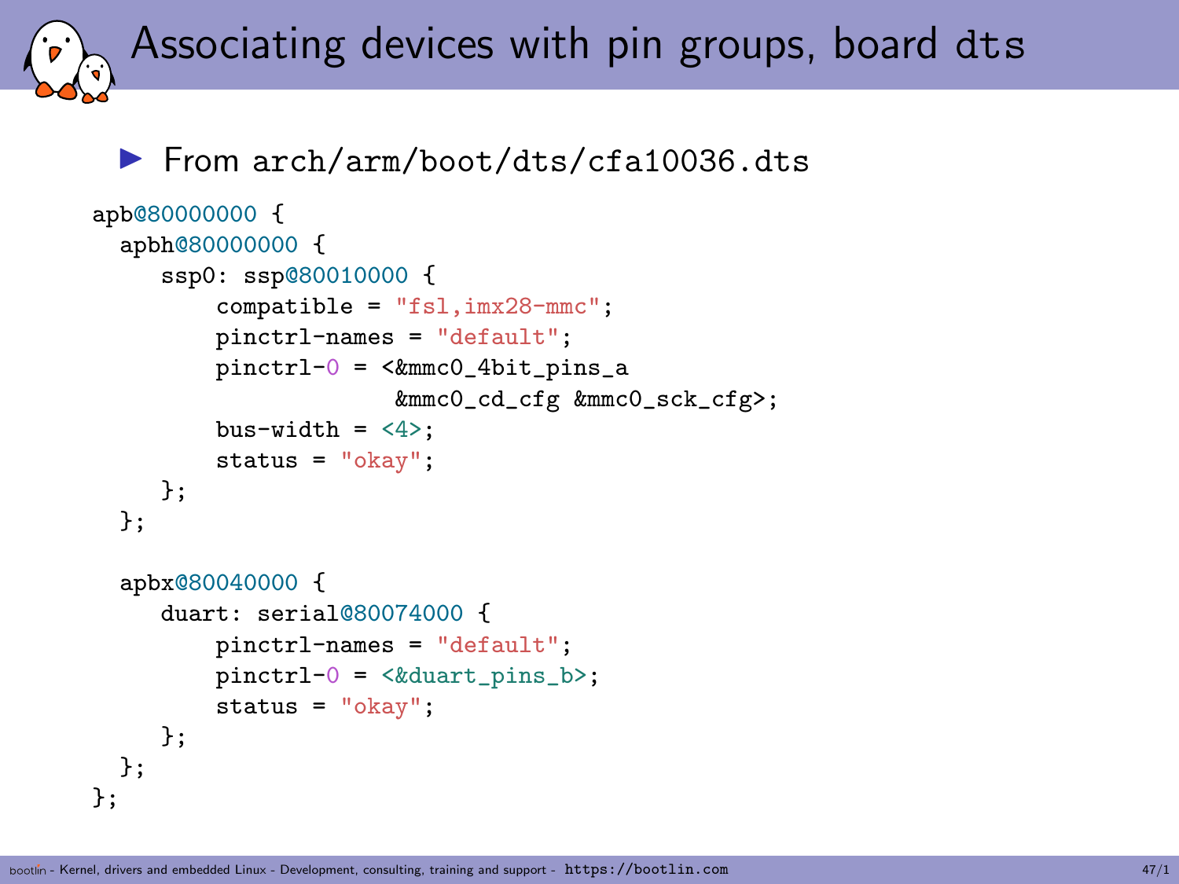# Associating devices with pin groups, board dts

- From arch/arm/boot/dts/cfa10036.dts

```
apb@80000000 {
  apbh@80000000 {
     ssp0: ssp@80010000 {
         compatible = "fsl,imx28-mmc";
         pinctrl-names = "default";
         pinctrl-0 = <&mmc0_4bit_pins_a
                      &mmc0_cd_cfg &mmc0_sck_cfg>;
         bus-width = <4>;
         status = "okay";
     };
  };

  apbx@80040000 {
     duart: serial@80074000 {
         pinctrl-names = "default";
         pinctrl-0 = <&duart_pins_b>;
         status = "okay";
     };
  };
};
```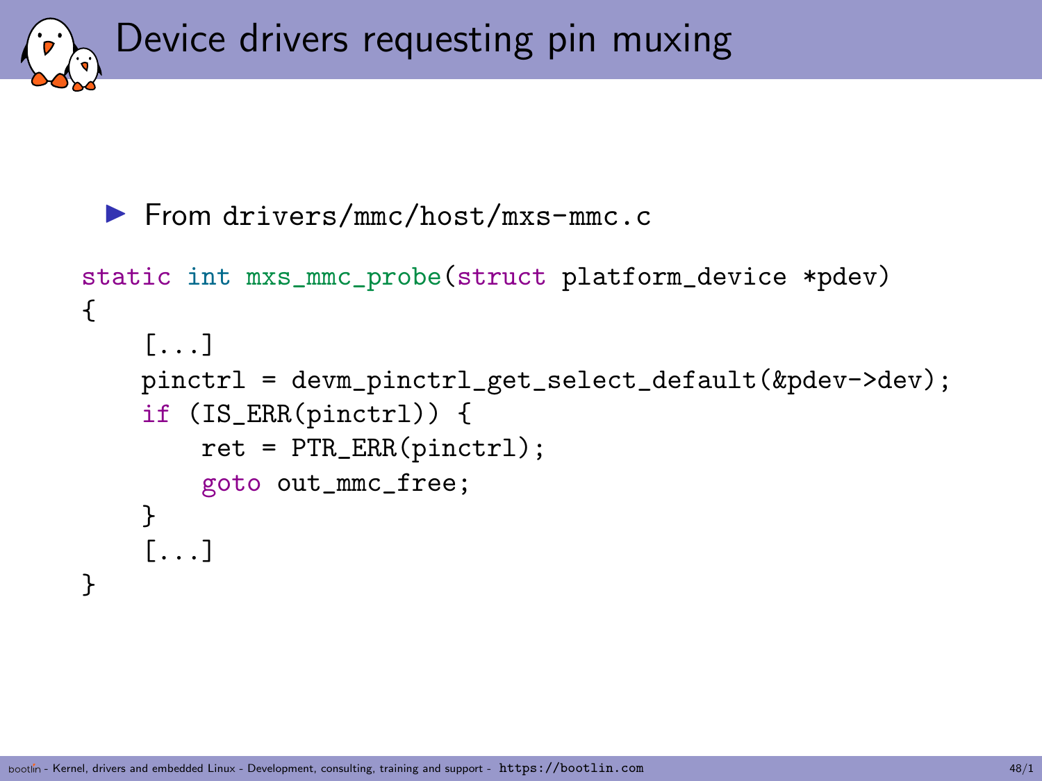# Device drivers requesting pin muxing

- From drivers/mmc/host/mxs-mmc.c

```
static int mxs_mmc_probe(struct platform_device *pdev)
{
    [...]
    pinctrl = devm_pinctrl_get_select_default(&pdev->dev);
    if (IS_ERR(pinctrl)) {
        ret = PTR_ERR(pinctrl);
        goto out_mmc_free;
    }
    [...]
}
```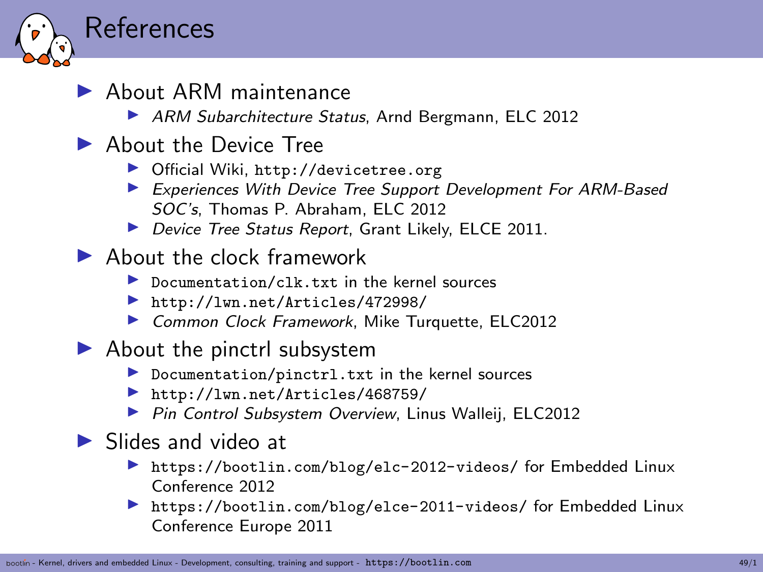# References

- About ARM maintenance
  - *ARM Subarchitecture Status*, Arnd Bergmann, ELC 2012
- About the Device Tree
  - Official Wiki, `http://devicetree.org`
  - *Experiences With Device Tree Support Development For ARM-Based SOC's*, Thomas P. Abraham, ELC 2012
  - *Device Tree Status Report*, Grant Likely, ELCE 2011.
- About the clock framework
  - `Documentation/clk.txt` in the kernel sources
  - `http://lwn.net/Articles/472998/`
  - *Common Clock Framework*, Mike Turquette, ELC2012
- About the pinctrl subsystem
  - `Documentation/pinctrl.txt` in the kernel sources
  - `http://lwn.net/Articles/468759/`
  - *Pin Control Subsystem Overview*, Linus Walleij, ELC2012
- Slides and video at
  - `https://bootlin.com/blog/elc-2012-videos/` for Embedded Linux Conference 2012
  - `https://bootlin.com/blog/elce-2011-videos/` for Embedded Linux Conference Europe 2011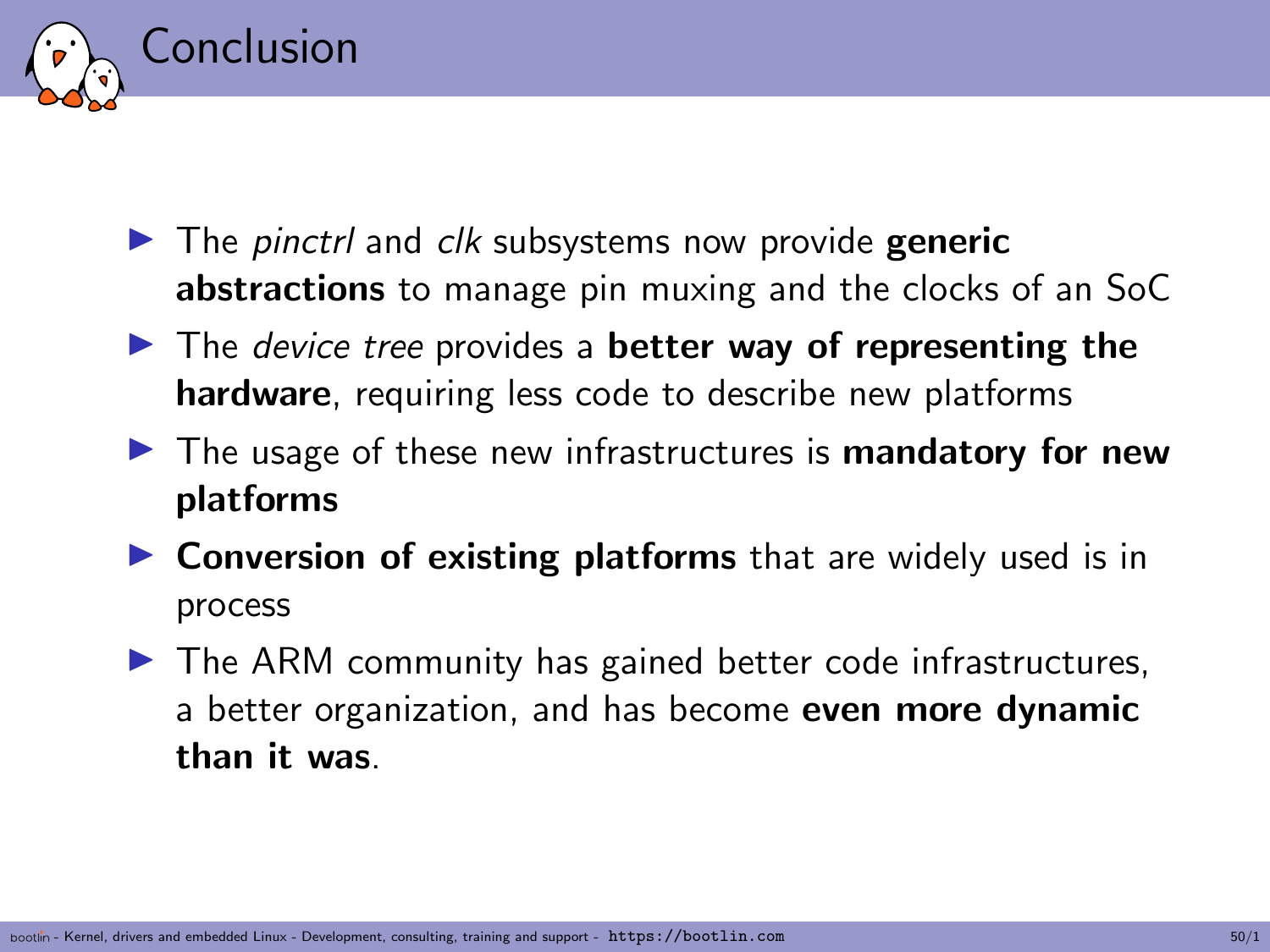# Conclusion

- The *pinctrl* and *clk* subsystems now provide **generic abstractions** to manage pin muxing and the clocks of an SoC
- The *device tree* provides a **better way of representing the hardware**, requiring less code to describe new platforms
- The usage of these new infrastructures is **mandatory for new platforms**
- **Conversion of existing platforms** that are widely used is in process
- The ARM community has gained better code infrastructures, a better organization, and has become **even more dynamic than it was**.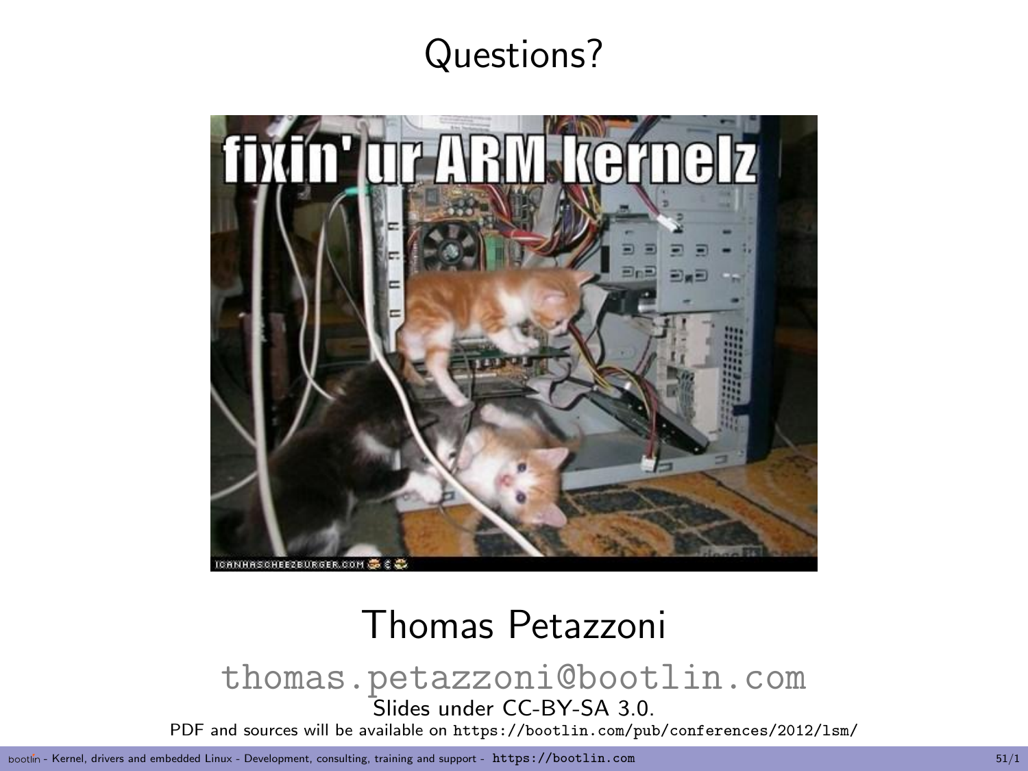# Questions?

Thomas Petazzoni

thomas.petazzoni@bootlin.com

Slides under CC-BY-SA 3.0.

PDF and sources will be available on https://bootlin.com/pub/conferences/2012/lsm/